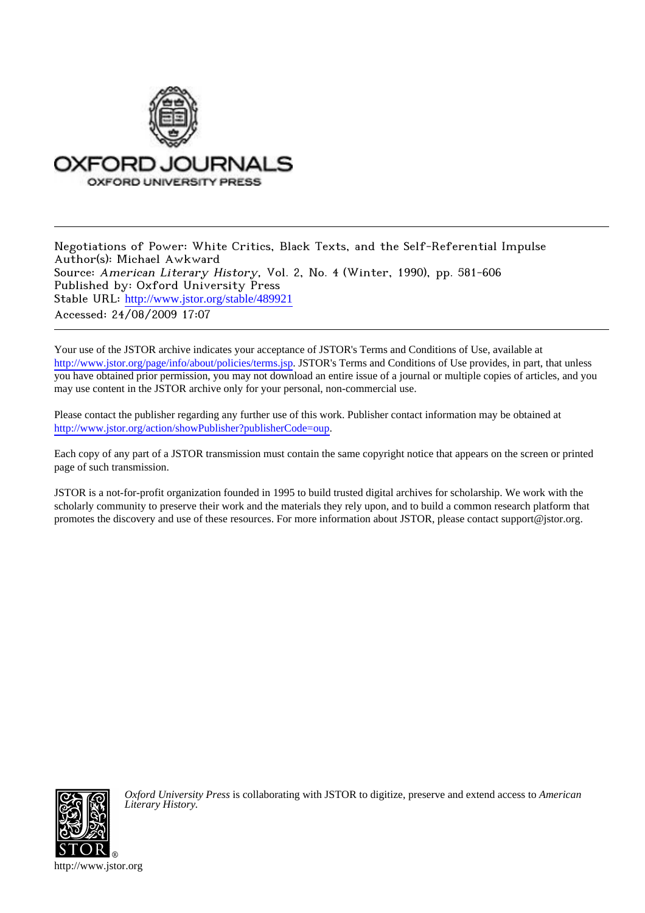OXFORD JOURNALS

OXFORD UNIVERSITY PRESS

---

Negotiations of Power: White Critics, Black Texts, and the Self-Referential Impulse
Author(s): Michael Awkward
Source: *American Literary History*, Vol. 2, No. 4 (Winter, 1990), pp. 581-606
Published by: Oxford University Press
Stable URL: http://www.jstor.org/stable/489921
Accessed: 24/08/2009 17:07

---

Your use of the JSTOR archive indicates your acceptance of JSTOR's Terms and Conditions of Use, available at http://www.jstor.org/page/info/about/policies/terms.jsp. JSTOR's Terms and Conditions of Use provides, in part, that unless you have obtained prior permission, you may not download an entire issue of a journal or multiple copies of articles, and you may use content in the JSTOR archive only for your personal, non-commercial use.

Please contact the publisher regarding any further use of this work. Publisher contact information may be obtained at http://www.jstor.org/action/showPublisher?publisherCode=oup.

Each copy of any part of a JSTOR transmission must contain the same copyright notice that appears on the screen or printed page of such transmission.

JSTOR is a not-for-profit organization founded in 1995 to build trusted digital archives for scholarship. We work with the scholarly community to preserve their work and the materials they rely upon, and to build a common research platform that promotes the discovery and use of these resources. For more information about JSTOR, please contact support@jstor.org.

*Oxford University Press* is collaborating with JSTOR to digitize, preserve and extend access to *American Literary History.*

http://www.jstor.org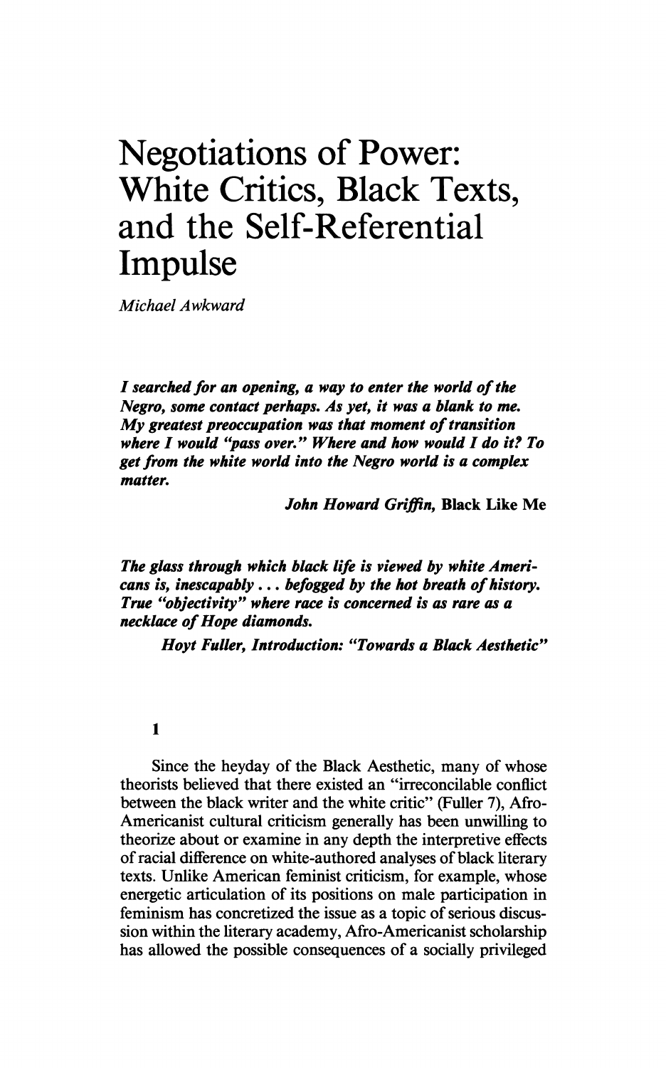# Negotiations of Power: White Critics, Black Texts, and the Self-Referential Impulse

*Michael Awkward*

***I searched for an opening, a way to enter the world of the Negro, some contact perhaps. As yet, it was a blank to me. My greatest preoccupation was that moment of transition where I would "pass over." Where and how would I do it? To get from the white world into the Negro world is a complex matter.***

***John Howard Griffin,* Black Like Me**

***The glass through which black life is viewed by white Americans is, inescapably . . . befogged by the hot breath of history. True "objectivity" where race is concerned is as rare as a necklace of Hope diamonds.***

***Hoyt Fuller, Introduction: "Towards a Black Aesthetic"***

## 1

Since the heyday of the Black Aesthetic, many of whose theorists believed that there existed an "irreconcilable conflict between the black writer and the white critic" (Fuller 7), Afro-Americanist cultural criticism generally has been unwilling to theorize about or examine in any depth the interpretive effects of racial difference on white-authored analyses of black literary texts. Unlike American feminist criticism, for example, whose energetic articulation of its positions on male participation in feminism has concretized the issue as a topic of serious discussion within the literary academy, Afro-Americanist scholarship has allowed the possible consequences of a socially privileged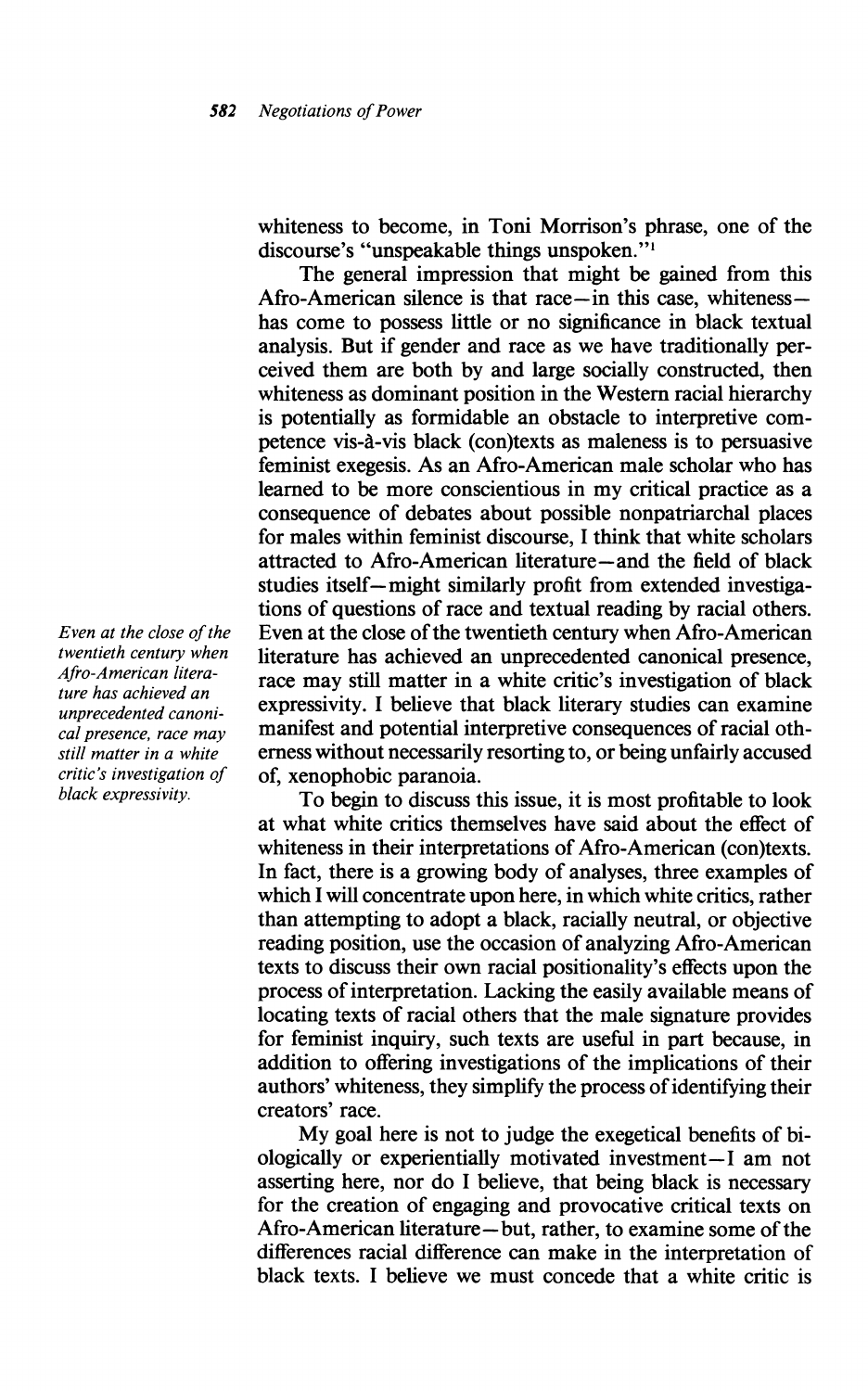whiteness to become, in Toni Morrison's phrase, one of the discourse's "unspeakable things unspoken."[1]

The general impression that might be gained from this Afro-American silence is that race—in this case, whiteness—has come to possess little or no significance in black textual analysis. But if gender and race as we have traditionally perceived them are both by and large socially constructed, then whiteness as dominant position in the Western racial hierarchy is potentially as formidable an obstacle to interpretive competence vis-à-vis black (con)texts as maleness is to persuasive feminist exegesis. As an Afro-American male scholar who has learned to be more conscientious in my critical practice as a consequence of debates about possible nonpatriarchal places for males within feminist discourse, I think that white scholars attracted to Afro-American literature—and the field of black studies itself—might similarly profit from extended investigations of questions of race and textual reading by racial others. Even at the close of the twentieth century when Afro-American literature has achieved an unprecedented canonical presence, race may still matter in a white critic's investigation of black expressivity. I believe that black literary studies can examine manifest and potential interpretive consequences of racial otherness without necessarily resorting to, or being unfairly accused of, xenophobic paranoia.

*Even at the close of the twentieth century when Afro-American literature has achieved an unprecedented canonical presence, race may still matter in a white critic's investigation of black expressivity.*

To begin to discuss this issue, it is most profitable to look at what white critics themselves have said about the effect of whiteness in their interpretations of Afro-American (con)texts. In fact, there is a growing body of analyses, three examples of which I will concentrate upon here, in which white critics, rather than attempting to adopt a black, racially neutral, or objective reading position, use the occasion of analyzing Afro-American texts to discuss their own racial positionality's effects upon the process of interpretation. Lacking the easily available means of locating texts of racial others that the male signature provides for feminist inquiry, such texts are useful in part because, in addition to offering investigations of the implications of their authors' whiteness, they simplify the process of identifying their creators' race.

My goal here is not to judge the exegetical benefits of biologically or experientially motivated investment—I am not asserting here, nor do I believe, that being black is necessary for the creation of engaging and provocative critical texts on Afro-American literature—but, rather, to examine some of the differences racial difference can make in the interpretation of black texts. I believe we must concede that a white critic is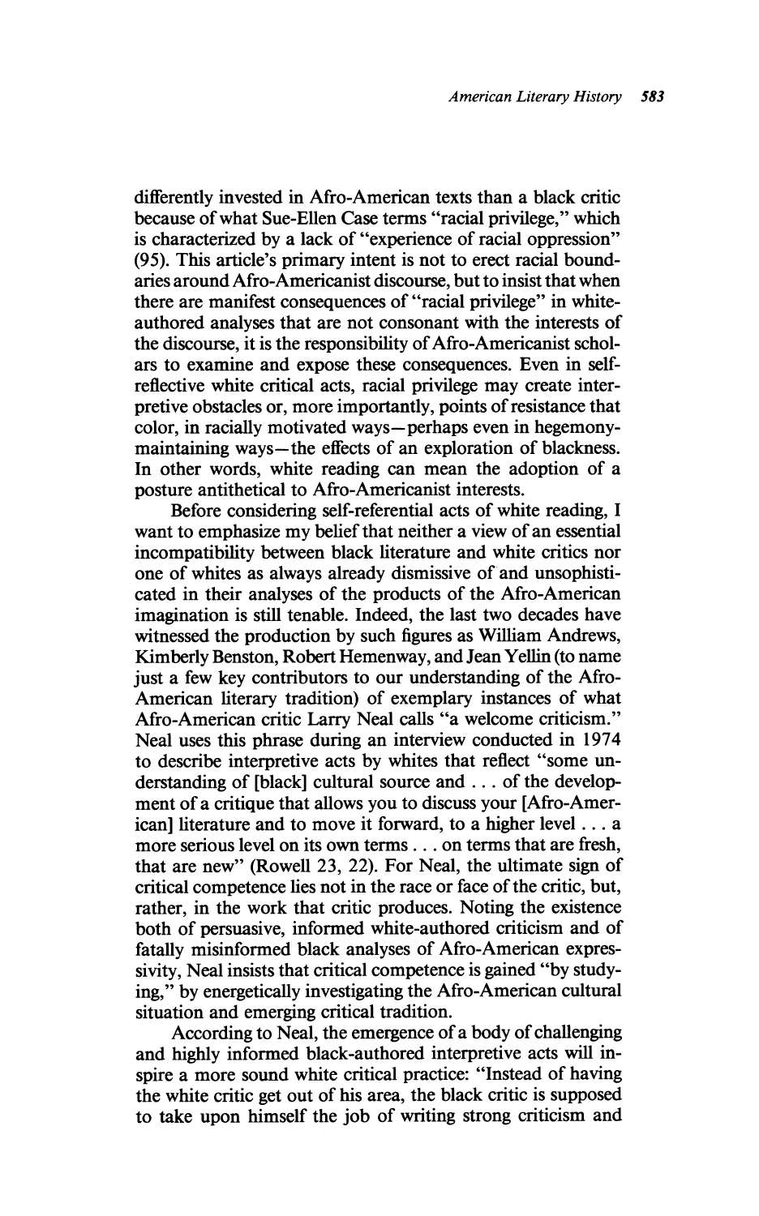differently invested in Afro-American texts than a black critic because of what Sue-Ellen Case terms "racial privilege," which is characterized by a lack of "experience of racial oppression" (95). This article's primary intent is not to erect racial boundaries around Afro-Americanist discourse, but to insist that when there are manifest consequences of "racial privilege" in white-authored analyses that are not consonant with the interests of the discourse, it is the responsibility of Afro-Americanist scholars to examine and expose these consequences. Even in self-reflective white critical acts, racial privilege may create interpretive obstacles or, more importantly, points of resistance that color, in racially motivated ways—perhaps even in hegemony-maintaining ways—the effects of an exploration of blackness. In other words, white reading can mean the adoption of a posture antithetical to Afro-Americanist interests.

Before considering self-referential acts of white reading, I want to emphasize my belief that neither a view of an essential incompatibility between black literature and white critics nor one of whites as always already dismissive of and unsophisticated in their analyses of the products of the Afro-American imagination is still tenable. Indeed, the last two decades have witnessed the production by such figures as William Andrews, Kimberly Benston, Robert Hemenway, and Jean Yellin (to name just a few key contributors to our understanding of the Afro-American literary tradition) of exemplary instances of what Afro-American critic Larry Neal calls "a welcome criticism." Neal uses this phrase during an interview conducted in 1974 to describe interpretive acts by whites that reflect "some understanding of [black] cultural source and . . . of the development of a critique that allows you to discuss your [Afro-American] literature and to move it forward, to a higher level . . . a more serious level on its own terms . . . on terms that are fresh, that are new" (Rowell 23, 22). For Neal, the ultimate sign of critical competence lies not in the race or face of the critic, but, rather, in the work that critic produces. Noting the existence both of persuasive, informed white-authored criticism and of fatally misinformed black analyses of Afro-American expressivity, Neal insists that critical competence is gained "by studying," by energetically investigating the Afro-American cultural situation and emerging critical tradition.

According to Neal, the emergence of a body of challenging and highly informed black-authored interpretive acts will inspire a more sound white critical practice: "Instead of having the white critic get out of his area, the black critic is supposed to take upon himself the job of writing strong criticism and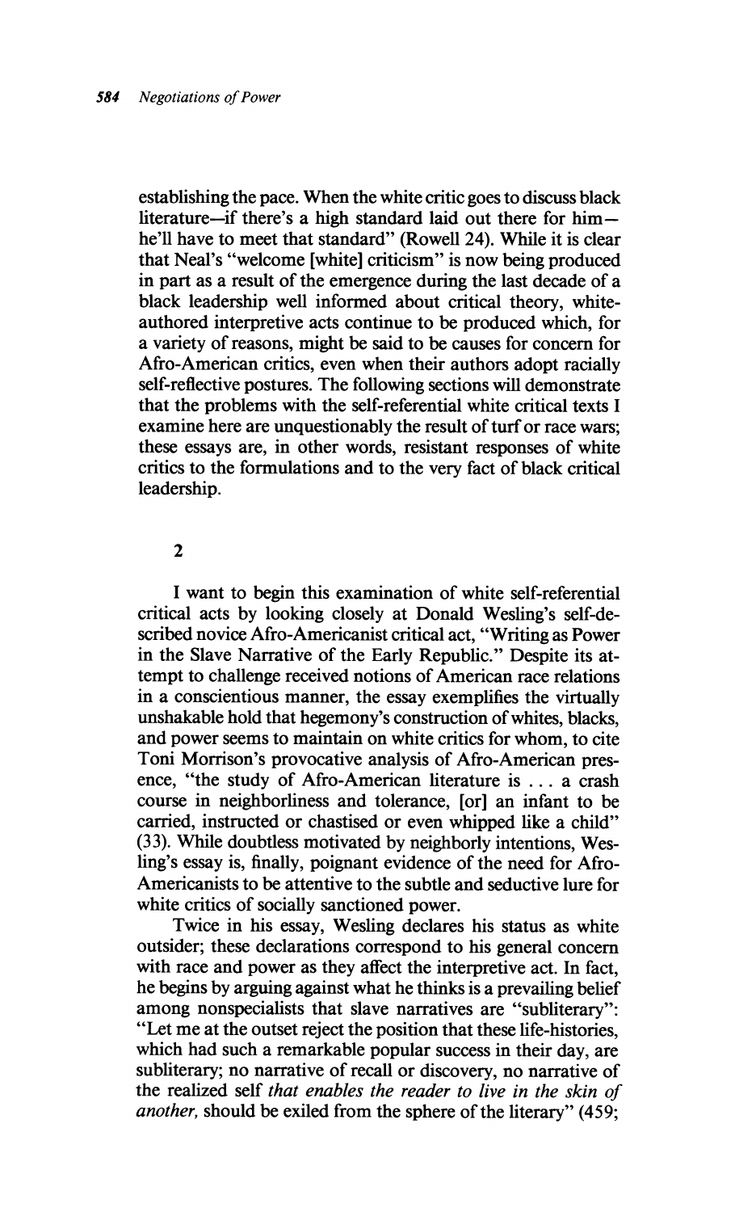establishing the pace. When the white critic goes to discuss black literature—if there's a high standard laid out there for him—he'll have to meet that standard" (Rowell 24). While it is clear that Neal's "welcome [white] criticism" is now being produced in part as a result of the emergence during the last decade of a black leadership well informed about critical theory, white-authored interpretive acts continue to be produced which, for a variety of reasons, might be said to be causes for concern for Afro-American critics, even when their authors adopt racially self-reflective postures. The following sections will demonstrate that the problems with the self-referential white critical texts I examine here are unquestionably the result of turf or race wars; these essays are, in other words, resistant responses of white critics to the formulations and to the very fact of black critical leadership.

## 2

I want to begin this examination of white self-referential critical acts by looking closely at Donald Wesling's self-described novice Afro-Americanist critical act, "Writing as Power in the Slave Narrative of the Early Republic." Despite its attempt to challenge received notions of American race relations in a conscientious manner, the essay exemplifies the virtually unshakable hold that hegemony's construction of whites, blacks, and power seems to maintain on white critics for whom, to cite Toni Morrison's provocative analysis of Afro-American presence, "the study of Afro-American literature is . . . a crash course in neighborliness and tolerance, [or] an infant to be carried, instructed or chastised or even whipped like a child" (33). While doubtless motivated by neighborly intentions, Wesling's essay is, finally, poignant evidence of the need for Afro-Americanists to be attentive to the subtle and seductive lure for white critics of socially sanctioned power.

Twice in his essay, Wesling declares his status as white outsider; these declarations correspond to his general concern with race and power as they affect the interpretive act. In fact, he begins by arguing against what he thinks is a prevailing belief among nonspecialists that slave narratives are "subliterary": "Let me at the outset reject the position that these life-histories, which had such a remarkable popular success in their day, are subliterary; no narrative of recall or discovery, no narrative of the realized self *that enables the reader to live in the skin of another*, should be exiled from the sphere of the literary" (459;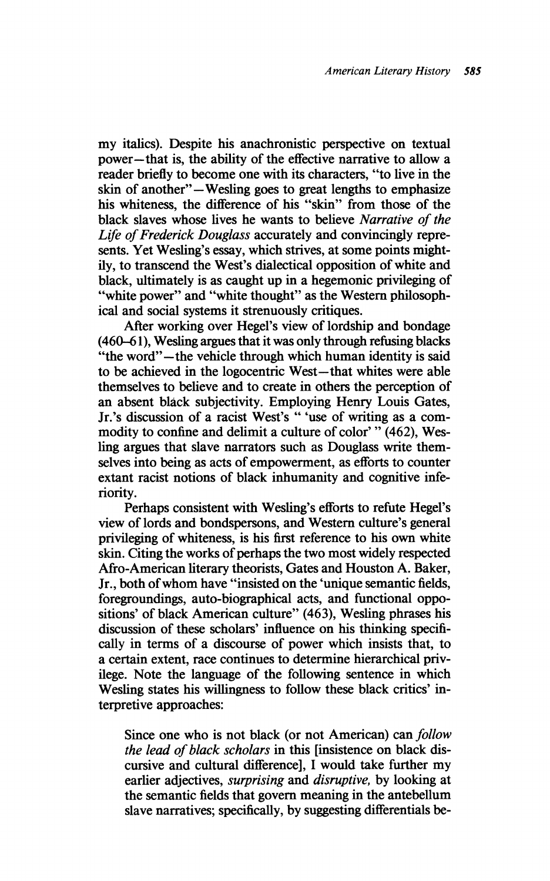my italics). Despite his anachronistic perspective on textual power—that is, the ability of the effective narrative to allow a reader briefly to become one with its characters, "to live in the skin of another"—Wesling goes to great lengths to emphasize his whiteness, the difference of his "skin" from those of the black slaves whose lives he wants to believe *Narrative of the Life of Frederick Douglass* accurately and convincingly represents. Yet Wesling's essay, which strives, at some points mightily, to transcend the West's dialectical opposition of white and black, ultimately is as caught up in a hegemonic privileging of "white power" and "white thought" as the Western philosophical and social systems it strenuously critiques.

After working over Hegel's view of lordship and bondage (460–61), Wesling argues that it was only through refusing blacks "the word"—the vehicle through which human identity is said to be achieved in the logocentric West—that whites were able themselves to believe and to create in others the perception of an absent black subjectivity. Employing Henry Louis Gates, Jr.'s discussion of a racist West's " 'use of writing as a commodity to confine and delimit a culture of color' " (462), Wesling argues that slave narrators such as Douglass write themselves into being as acts of empowerment, as efforts to counter extant racist notions of black inhumanity and cognitive inferiority.

Perhaps consistent with Wesling's efforts to refute Hegel's view of lords and bondspersons, and Western culture's general privileging of whiteness, is his first reference to his own white skin. Citing the works of perhaps the two most widely respected Afro-American literary theorists, Gates and Houston A. Baker, Jr., both of whom have "insisted on the 'unique semantic fields, foregroundings, auto-biographical acts, and functional oppositions' of black American culture" (463), Wesling phrases his discussion of these scholars' influence on his thinking specifically in terms of a discourse of power which insists that, to a certain extent, race continues to determine hierarchical privilege. Note the language of the following sentence in which Wesling states his willingness to follow these black critics' interpretive approaches:

> Since one who is not black (or not American) can *follow the lead of black scholars* in this [insistence on black discursive and cultural difference], I would take further my earlier adjectives, *surprising* and *disruptive,* by looking at the semantic fields that govern meaning in the antebellum slave narratives; specifically, by suggesting differentials be-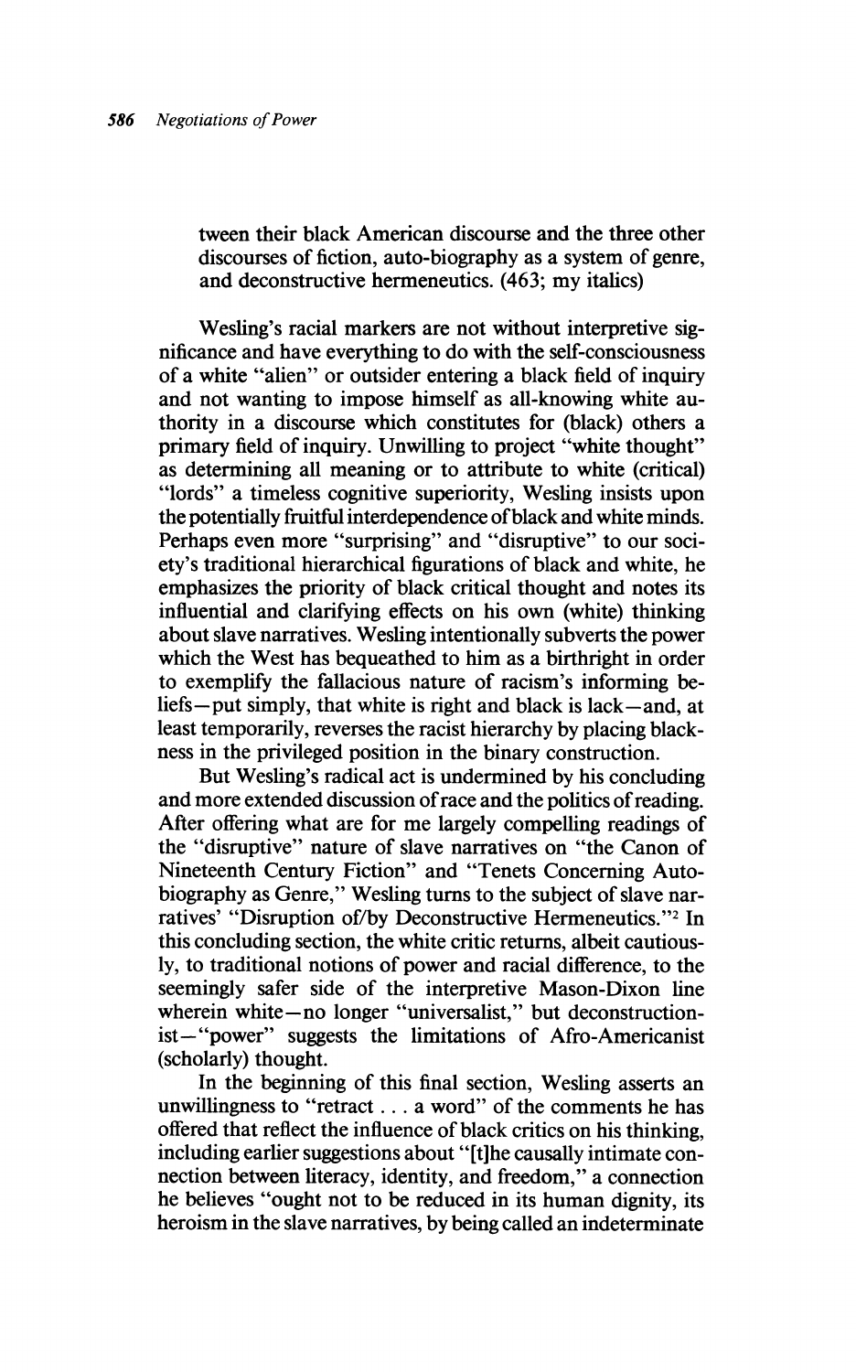tween their black American discourse and the three other discourses of fiction, auto-biography as a system of genre, and deconstructive hermeneutics. (463; my italics)

Wesling's racial markers are not without interpretive significance and have everything to do with the self-consciousness of a white "alien" or outsider entering a black field of inquiry and not wanting to impose himself as all-knowing white authority in a discourse which constitutes for (black) others a primary field of inquiry. Unwilling to project "white thought" as determining all meaning or to attribute to white (critical) "lords" a timeless cognitive superiority, Wesling insists upon the potentially fruitful interdependence of black and white minds. Perhaps even more "surprising" and "disruptive" to our society's traditional hierarchical figurations of black and white, he emphasizes the priority of black critical thought and notes its influential and clarifying effects on his own (white) thinking about slave narratives. Wesling intentionally subverts the power which the West has bequeathed to him as a birthright in order to exemplify the fallacious nature of racism's informing beliefs—put simply, that white is right and black is lack—and, at least temporarily, reverses the racist hierarchy by placing blackness in the privileged position in the binary construction.

But Wesling's radical act is undermined by his concluding and more extended discussion of race and the politics of reading. After offering what are for me largely compelling readings of the "disruptive" nature of slave narratives on "the Canon of Nineteenth Century Fiction" and "Tenets Concerning Autobiography as Genre," Wesling turns to the subject of slave narratives' "Disruption of/by Deconstructive Hermeneutics."[2] In this concluding section, the white critic returns, albeit cautiously, to traditional notions of power and racial difference, to the seemingly safer side of the interpretive Mason-Dixon line wherein white—no longer "universalist," but deconstructionist—"power" suggests the limitations of Afro-Americanist (scholarly) thought.

In the beginning of this final section, Wesling asserts an unwillingness to "retract . . . a word" of the comments he has offered that reflect the influence of black critics on his thinking, including earlier suggestions about "[t]he causally intimate connection between literacy, identity, and freedom," a connection he believes "ought not to be reduced in its human dignity, its heroism in the slave narratives, by being called an indeterminate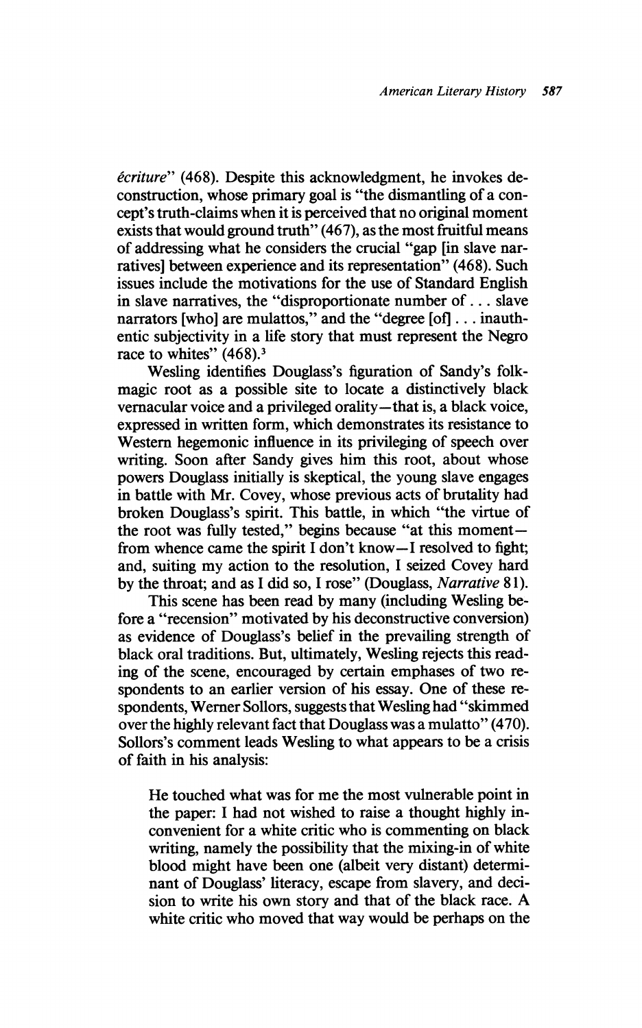*écriture*" (468). Despite this acknowledgment, he invokes deconstruction, whose primary goal is "the dismantling of a concept's truth-claims when it is perceived that no original moment exists that would ground truth" (467), as the most fruitful means of addressing what he considers the crucial "gap [in slave narratives] between experience and its representation" (468). Such issues include the motivations for the use of Standard English in slave narratives, the "disproportionate number of . . . slave narrators [who] are mulattos," and the "degree [of] . . . inauthentic subjectivity in a life story that must represent the Negro race to whites" (468).[3]

Wesling identifies Douglass's figuration of Sandy's folk-magic root as a possible site to locate a distinctively black vernacular voice and a privileged orality—that is, a black voice, expressed in written form, which demonstrates its resistance to Western hegemonic influence in its privileging of speech over writing. Soon after Sandy gives him this root, about whose powers Douglass initially is skeptical, the young slave engages in battle with Mr. Covey, whose previous acts of brutality had broken Douglass's spirit. This battle, in which "the virtue of the root was fully tested," begins because "at this moment—from whence came the spirit I don't know—I resolved to fight; and, suiting my action to the resolution, I seized Covey hard by the throat; and as I did so, I rose" (Douglass, *Narrative* 81).

This scene has been read by many (including Wesling before a "recension" motivated by his deconstructive conversion) as evidence of Douglass's belief in the prevailing strength of black oral traditions. But, ultimately, Wesling rejects this reading of the scene, encouraged by certain emphases of two respondents to an earlier version of his essay. One of these respondents, Werner Sollors, suggests that Wesling had "skimmed over the highly relevant fact that Douglass was a mulatto" (470). Sollors's comment leads Wesling to what appears to be a crisis of faith in his analysis:

> He touched what was for me the most vulnerable point in the paper: I had not wished to raise a thought highly inconvenient for a white critic who is commenting on black writing, namely the possibility that the mixing-in of white blood might have been one (albeit very distant) determinant of Douglass' literacy, escape from slavery, and decision to write his own story and that of the black race. A white critic who moved that way would be perhaps on the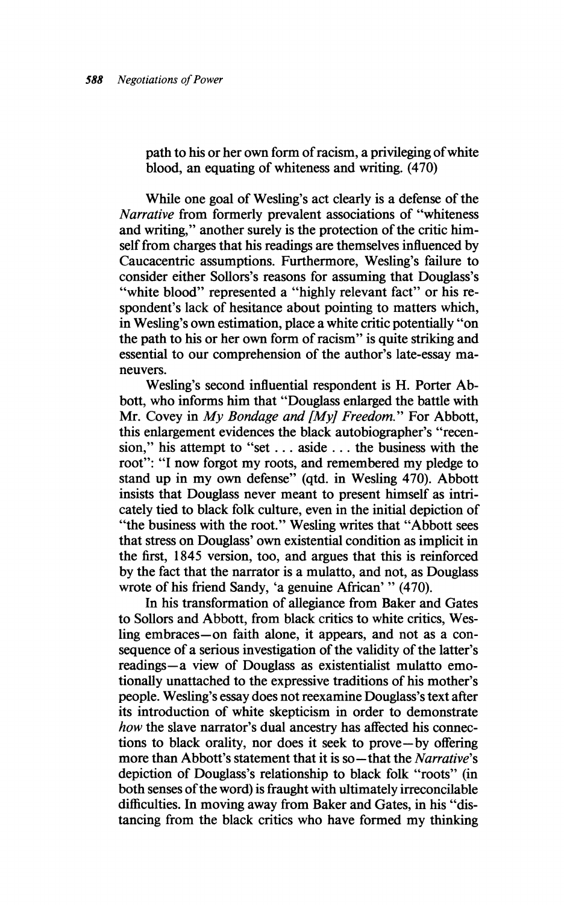path to his or her own form of racism, a privileging of white blood, an equating of whiteness and writing. (470)

While one goal of Wesling's act clearly is a defense of the *Narrative* from formerly prevalent associations of "whiteness and writing," another surely is the protection of the critic himself from charges that his readings are themselves influenced by Caucacentric assumptions. Furthermore, Wesling's failure to consider either Sollors's reasons for assuming that Douglass's "white blood" represented a "highly relevant fact" or his respondent's lack of hesitance about pointing to matters which, in Wesling's own estimation, place a white critic potentially "on the path to his or her own form of racism" is quite striking and essential to our comprehension of the author's late-essay maneuvers.

Wesling's second influential respondent is H. Porter Abbott, who informs him that "Douglass enlarged the battle with Mr. Covey in *My Bondage and [My] Freedom*." For Abbott, this enlargement evidences the black autobiographer's "recension," his attempt to "set . . . aside . . . the business with the root": "I now forgot my roots, and remembered my pledge to stand up in my own defense" (qtd. in Wesling 470). Abbott insists that Douglass never meant to present himself as intricately tied to black folk culture, even in the initial depiction of "the business with the root." Wesling writes that "Abbott sees that stress on Douglass' own existential condition as implicit in the first, 1845 version, too, and argues that this is reinforced by the fact that the narrator is a mulatto, and not, as Douglass wrote of his friend Sandy, 'a genuine African' " (470).

In his transformation of allegiance from Baker and Gates to Sollors and Abbott, from black critics to white critics, Wesling embraces—on faith alone, it appears, and not as a consequence of a serious investigation of the validity of the latter's readings—a view of Douglass as existentialist mulatto emotionally unattached to the expressive traditions of his mother's people. Wesling's essay does not reexamine Douglass's text after its introduction of white skepticism in order to demonstrate *how* the slave narrator's dual ancestry has affected his connections to black orality, nor does it seek to prove—by offering more than Abbott's statement that it is so—that the *Narrative*'s depiction of Douglass's relationship to black folk "roots" (in both senses of the word) is fraught with ultimately irreconcilable difficulties. In moving away from Baker and Gates, in his "distancing from the black critics who have formed my thinking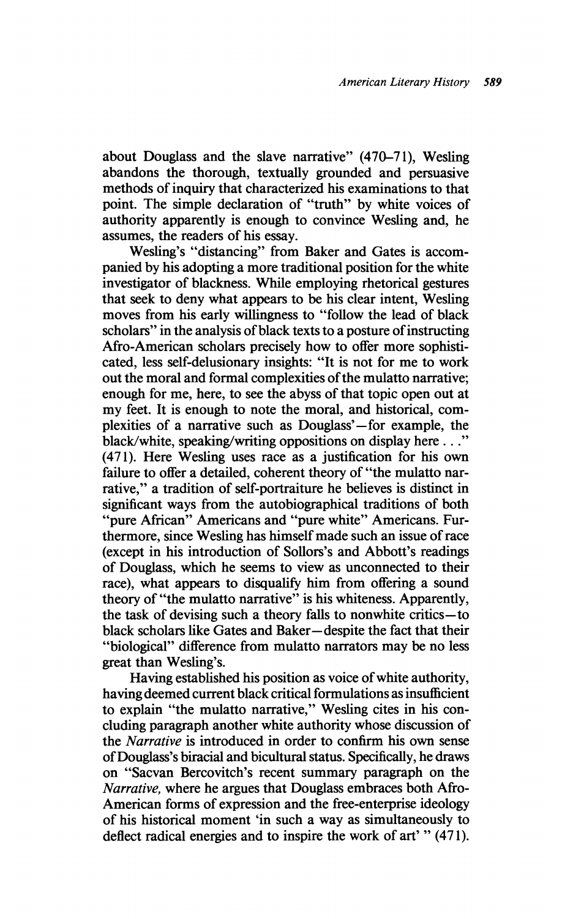about Douglass and the slave narrative" (470–71), Wesling abandons the thorough, textually grounded and persuasive methods of inquiry that characterized his examinations to that point. The simple declaration of "truth" by white voices of authority apparently is enough to convince Wesling and, he assumes, the readers of his essay.

Wesling's "distancing" from Baker and Gates is accompanied by his adopting a more traditional position for the white investigator of blackness. While employing rhetorical gestures that seek to deny what appears to be his clear intent, Wesling moves from his early willingness to "follow the lead of black scholars" in the analysis of black texts to a posture of instructing Afro-American scholars precisely how to offer more sophisticated, less self-delusionary insights: "It is not for me to work out the moral and formal complexities of the mulatto narrative; enough for me, here, to see the abyss of that topic open out at my feet. It is enough to note the moral, and historical, complexities of a narrative such as Douglass'—for example, the black/white, speaking/writing oppositions on display here . . ." (471). Here Wesling uses race as a justification for his own failure to offer a detailed, coherent theory of "the mulatto narrative," a tradition of self-portraiture he believes is distinct in significant ways from the autobiographical traditions of both "pure African" Americans and "pure white" Americans. Furthermore, since Wesling has himself made such an issue of race (except in his introduction of Sollors's and Abbott's readings of Douglass, which he seems to view as unconnected to their race), what appears to disqualify him from offering a sound theory of "the mulatto narrative" is his whiteness. Apparently, the task of devising such a theory falls to nonwhite critics—to black scholars like Gates and Baker—despite the fact that their "biological" difference from mulatto narrators may be no less great than Wesling's.

Having established his position as voice of white authority, having deemed current black critical formulations as insufficient to explain "the mulatto narrative," Wesling cites in his concluding paragraph another white authority whose discussion of the *Narrative* is introduced in order to confirm his own sense of Douglass's biracial and bicultural status. Specifically, he draws on "Sacvan Bercovitch's recent summary paragraph on the *Narrative,* where he argues that Douglass embraces both Afro-American forms of expression and the free-enterprise ideology of his historical moment 'in such a way as simultaneously to deflect radical energies and to inspire the work of art' " (471).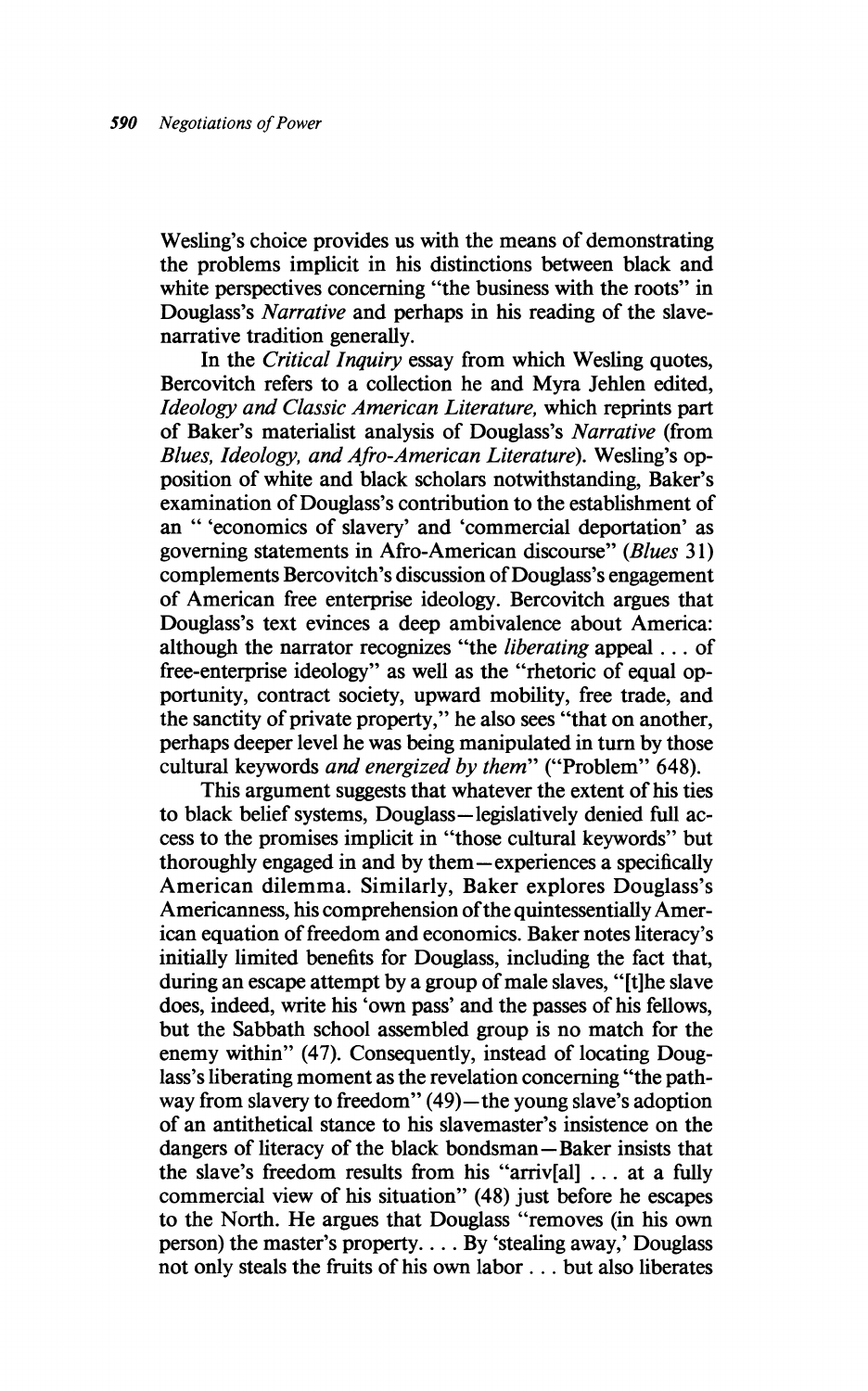Wesling's choice provides us with the means of demonstrating the problems implicit in his distinctions between black and white perspectives concerning "the business with the roots" in Douglass's *Narrative* and perhaps in his reading of the slave-narrative tradition generally.

In the *Critical Inquiry* essay from which Wesling quotes, Bercovitch refers to a collection he and Myra Jehlen edited, *Ideology and Classic American Literature*, which reprints part of Baker's materialist analysis of Douglass's *Narrative* (from *Blues, Ideology, and Afro-American Literature*). Wesling's opposition of white and black scholars notwithstanding, Baker's examination of Douglass's contribution to the establishment of an " 'economics of slavery' and 'commercial deportation' as governing statements in Afro-American discourse" (*Blues* 31) complements Bercovitch's discussion of Douglass's engagement of American free enterprise ideology. Bercovitch argues that Douglass's text evinces a deep ambivalence about America: although the narrator recognizes "the *liberating* appeal . . . of free-enterprise ideology" as well as the "rhetoric of equal opportunity, contract society, upward mobility, free trade, and the sanctity of private property," he also sees "that on another, perhaps deeper level he was being manipulated in turn by those cultural keywords *and energized by them*" ("Problem" 648).

This argument suggests that whatever the extent of his ties to black belief systems, Douglass—legislatively denied full access to the promises implicit in "those cultural keywords" but thoroughly engaged in and by them—experiences a specifically American dilemma. Similarly, Baker explores Douglass's Americanness, his comprehension of the quintessentially American equation of freedom and economics. Baker notes literacy's initially limited benefits for Douglass, including the fact that, during an escape attempt by a group of male slaves, "[t]he slave does, indeed, write his 'own pass' and the passes of his fellows, but the Sabbath school assembled group is no match for the enemy within" (47). Consequently, instead of locating Douglass's liberating moment as the revelation concerning "the pathway from slavery to freedom" (49)—the young slave's adoption of an antithetical stance to his slavemaster's insistence on the dangers of literacy of the black bondsman—Baker insists that the slave's freedom results from his "arriv[al] . . . at a fully commercial view of his situation" (48) just before he escapes to the North. He argues that Douglass "removes (in his own person) the master's property. . . . By 'stealing away,' Douglass not only steals the fruits of his own labor . . . but also liberates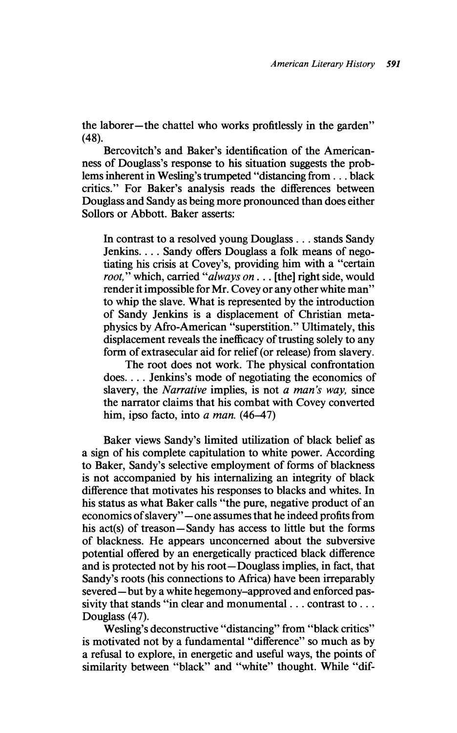the laborer—the chattel who works profitlessly in the garden" (48).

Bercovitch's and Baker's identification of the Americanness of Douglass's response to his situation suggests the problems inherent in Wesling's trumpeted "distancing from . . . black critics." For Baker's analysis reads the differences between Douglass and Sandy as being more pronounced than does either Sollors or Abbott. Baker asserts:

> In contrast to a resolved young Douglass . . . stands Sandy Jenkins. . . . Sandy offers Douglass a folk means of negotiating his crisis at Covey's, providing him with a "certain *root,*" which, carried "*always on* . . . [the] right side, would render it impossible for Mr. Covey or any other white man" to whip the slave. What is represented by the introduction of Sandy Jenkins is a displacement of Christian metaphysics by Afro-American "superstition." Ultimately, this displacement reveals the inefficacy of trusting solely to any form of extrasecular aid for relief (or release) from slavery.
>
> The root does not work. The physical confrontation does. . . . Jenkins's mode of negotiating the economics of slavery, the *Narrative* implies, is not *a man's way,* since the narrator claims that his combat with Covey converted him, ipso facto, into *a man.* (46–47)

Baker views Sandy's limited utilization of black belief as a sign of his complete capitulation to white power. According to Baker, Sandy's selective employment of forms of blackness is not accompanied by his internalizing an integrity of black difference that motivates his responses to blacks and whites. In his status as what Baker calls "the pure, negative product of an economics of slavery"—one assumes that he indeed profits from his act(s) of treason—Sandy has access to little but the forms of blackness. He appears unconcerned about the subversive potential offered by an energetically practiced black difference and is protected not by his root—Douglass implies, in fact, that Sandy's roots (his connections to Africa) have been irreparably severed—but by a white hegemony–approved and enforced passivity that stands "in clear and monumental . . . contrast to . . . Douglass (47).

Wesling's deconstructive "distancing" from "black critics" is motivated not by a fundamental "difference" so much as by a refusal to explore, in energetic and useful ways, the points of similarity between "black" and "white" thought. While "dif-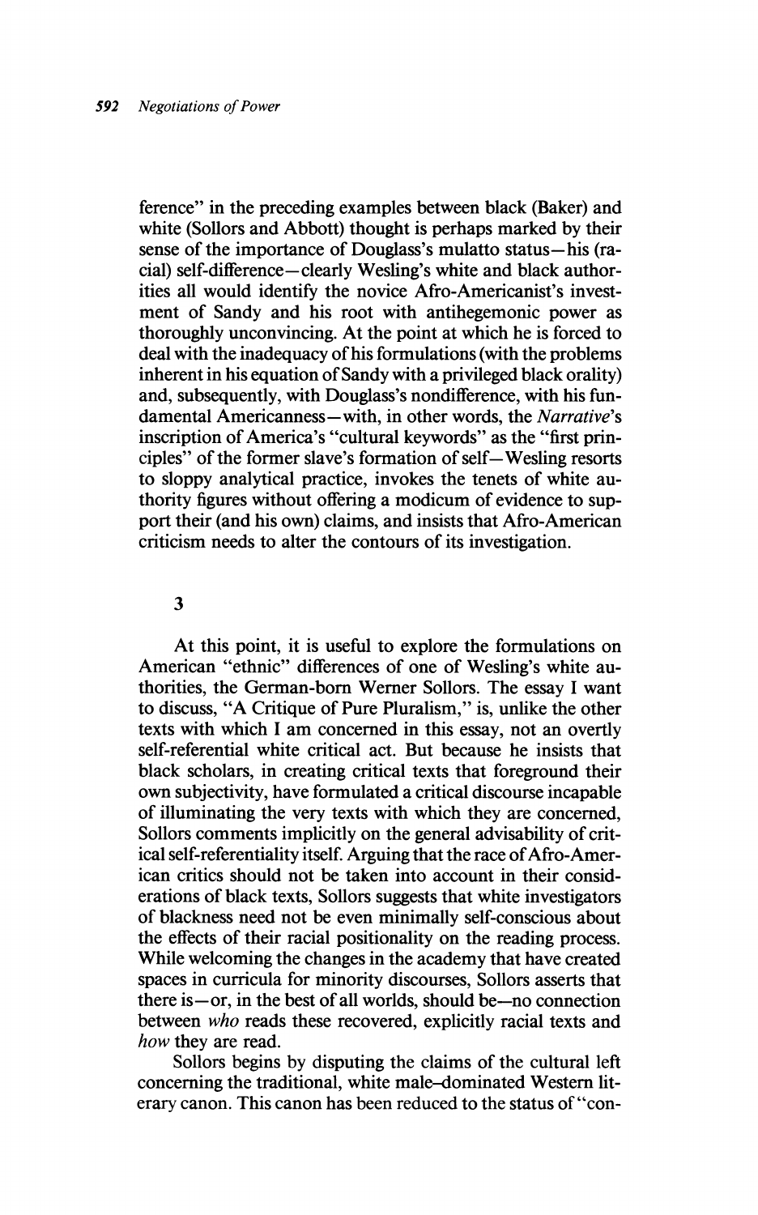ference" in the preceding examples between black (Baker) and white (Sollors and Abbott) thought is perhaps marked by their sense of the importance of Douglass's mulatto status—his (racial) self-difference—clearly Wesling's white and black authorities all would identify the novice Afro-Americanist's investment of Sandy and his root with antihegemonic power as thoroughly unconvincing. At the point at which he is forced to deal with the inadequacy of his formulations (with the problems inherent in his equation of Sandy with a privileged black orality) and, subsequently, with Douglass's nondifference, with his fundamental Americanness—with, in other words, the *Narrative*'s inscription of America's "cultural keywords" as the "first principles" of the former slave's formation of self—Wesling resorts to sloppy analytical practice, invokes the tenets of white authority figures without offering a modicum of evidence to support their (and his own) claims, and insists that Afro-American criticism needs to alter the contours of its investigation.

## 3

At this point, it is useful to explore the formulations on American "ethnic" differences of one of Wesling's white authorities, the German-born Werner Sollors. The essay I want to discuss, "A Critique of Pure Pluralism," is, unlike the other texts with which I am concerned in this essay, not an overtly self-referential white critical act. But because he insists that black scholars, in creating critical texts that foreground their own subjectivity, have formulated a critical discourse incapable of illuminating the very texts with which they are concerned, Sollors comments implicitly on the general advisability of critical self-referentiality itself. Arguing that the race of Afro-American critics should not be taken into account in their considerations of black texts, Sollors suggests that white investigators of blackness need not be even minimally self-conscious about the effects of their racial positionality on the reading process. While welcoming the changes in the academy that have created spaces in curricula for minority discourses, Sollors asserts that there is—or, in the best of all worlds, should be—no connection between *who* reads these recovered, explicitly racial texts and *how* they are read.

Sollors begins by disputing the claims of the cultural left concerning the traditional, white male–dominated Western literary canon. This canon has been reduced to the status of "con-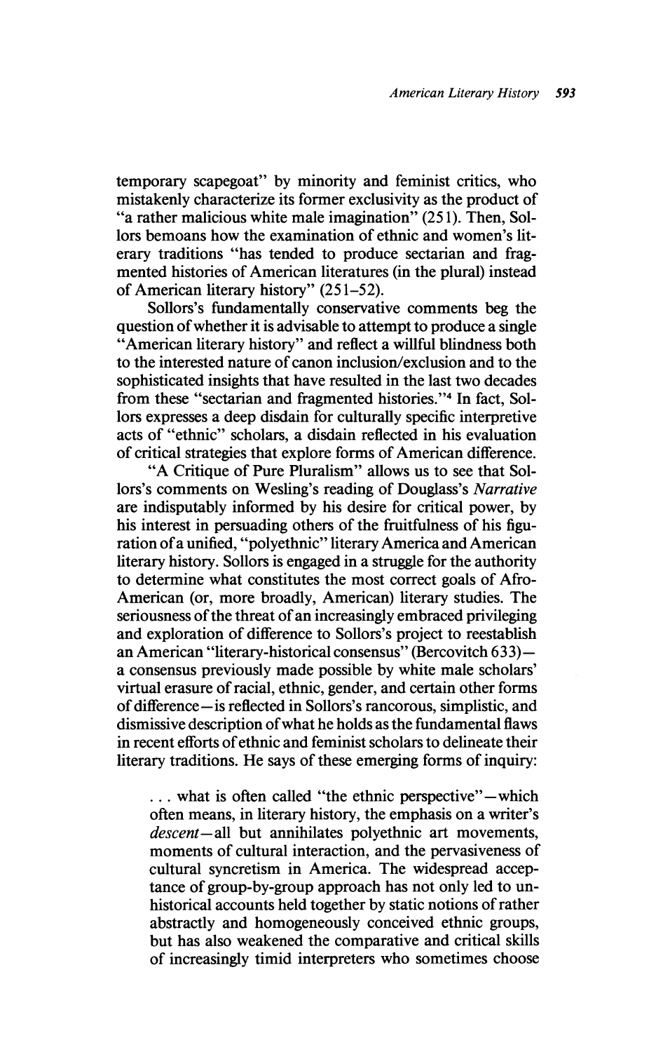temporary scapegoat" by minority and feminist critics, who mistakenly characterize its former exclusivity as the product of "a rather malicious white male imagination" (251). Then, Sollors bemoans how the examination of ethnic and women's literary traditions "has tended to produce sectarian and fragmented histories of American literatures (in the plural) instead of American literary history" (251–52).

Sollors's fundamentally conservative comments beg the question of whether it is advisable to attempt to produce a single "American literary history" and reflect a willful blindness both to the interested nature of canon inclusion/exclusion and to the sophisticated insights that have resulted in the last two decades from these "sectarian and fragmented histories."[4] In fact, Sollors expresses a deep disdain for culturally specific interpretive acts of "ethnic" scholars, a disdain reflected in his evaluation of critical strategies that explore forms of American difference.

"A Critique of Pure Pluralism" allows us to see that Sollors's comments on Wesling's reading of Douglass's *Narrative* are indisputably informed by his desire for critical power, by his interest in persuading others of the fruitfulness of his figuration of a unified, "polyethnic" literary America and American literary history. Sollors is engaged in a struggle for the authority to determine what constitutes the most correct goals of Afro-American (or, more broadly, American) literary studies. The seriousness of the threat of an increasingly embraced privileging and exploration of difference to Sollors's project to reestablish an American "literary-historical consensus" (Bercovitch 633)—a consensus previously made possible by white male scholars' virtual erasure of racial, ethnic, gender, and certain other forms of difference—is reflected in Sollors's rancorous, simplistic, and dismissive description of what he holds as the fundamental flaws in recent efforts of ethnic and feminist scholars to delineate their literary traditions. He says of these emerging forms of inquiry:

> . . . what is often called "the ethnic perspective"—which often means, in literary history, the emphasis on a writer's *descent*—all but annihilates polyethnic art movements, moments of cultural interaction, and the pervasiveness of cultural syncretism in America. The widespread acceptance of group-by-group approach has not only led to unhistorical accounts held together by static notions of rather abstractly and homogeneously conceived ethnic groups, but has also weakened the comparative and critical skills of increasingly timid interpreters who sometimes choose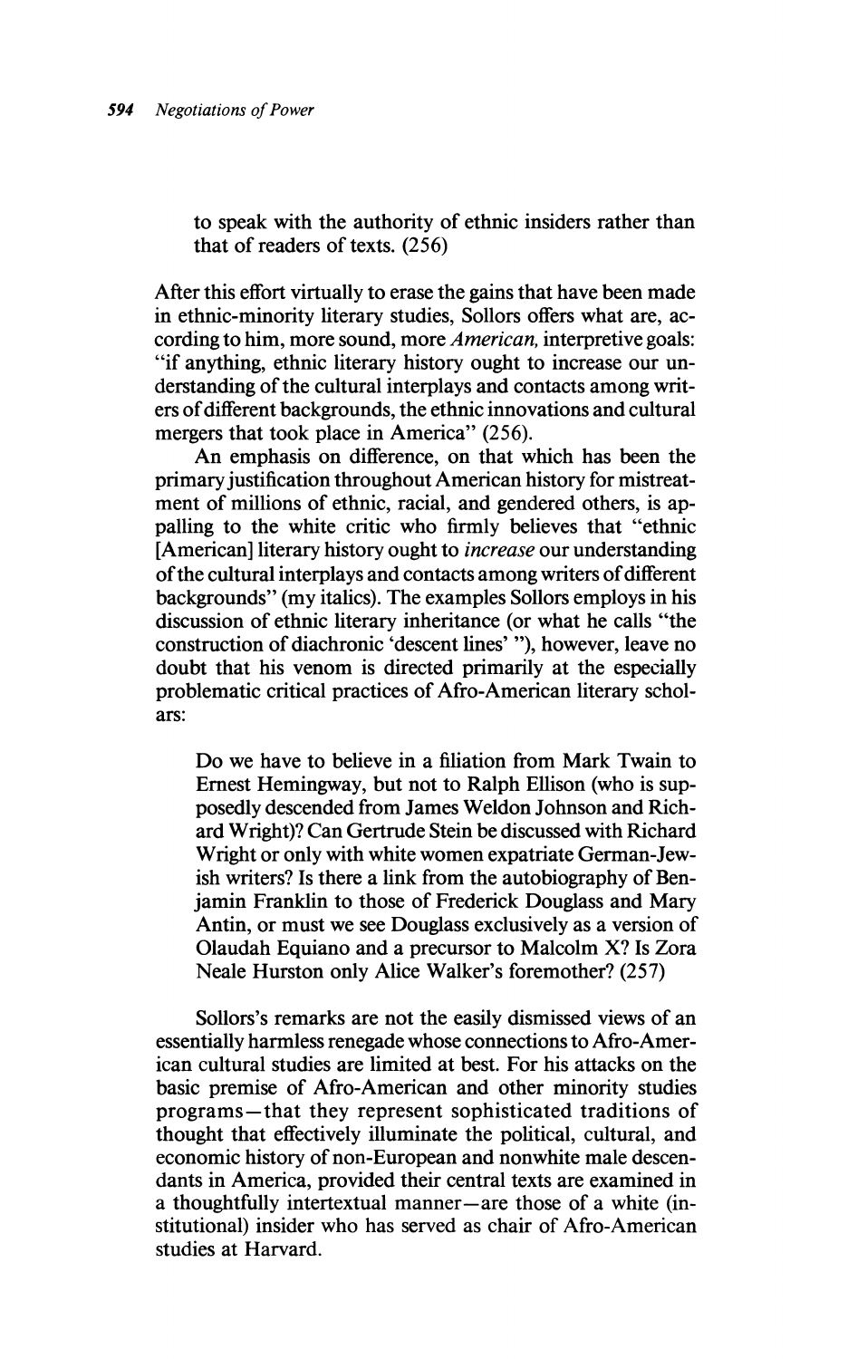> to speak with the authority of ethnic insiders rather than that of readers of texts. (256)

After this effort virtually to erase the gains that have been made in ethnic-minority literary studies, Sollors offers what are, according to him, more sound, more *American*, interpretive goals: "if anything, ethnic literary history ought to increase our understanding of the cultural interplays and contacts among writers of different backgrounds, the ethnic innovations and cultural mergers that took place in America" (256).

An emphasis on difference, on that which has been the primary justification throughout American history for mistreatment of millions of ethnic, racial, and gendered others, is appalling to the white critic who firmly believes that "ethnic [American] literary history ought to *increase* our understanding of the cultural interplays and contacts among writers of different backgrounds" (my italics). The examples Sollors employs in his discussion of ethnic literary inheritance (or what he calls "the construction of diachronic 'descent lines' "), however, leave no doubt that his venom is directed primarily at the especially problematic critical practices of Afro-American literary scholars:

> Do we have to believe in a filiation from Mark Twain to Ernest Hemingway, but not to Ralph Ellison (who is supposedly descended from James Weldon Johnson and Richard Wright)? Can Gertrude Stein be discussed with Richard Wright or only with white women expatriate German-Jewish writers? Is there a link from the autobiography of Benjamin Franklin to those of Frederick Douglass and Mary Antin, or must we see Douglass exclusively as a version of Olaudah Equiano and a precursor to Malcolm X? Is Zora Neale Hurston only Alice Walker's foremother? (257)

Sollors's remarks are not the easily dismissed views of an essentially harmless renegade whose connections to Afro-American cultural studies are limited at best. For his attacks on the basic premise of Afro-American and other minority studies programs—that they represent sophisticated traditions of thought that effectively illuminate the political, cultural, and economic history of non-European and nonwhite male descendants in America, provided their central texts are examined in a thoughtfully intertextual manner—are those of a white (institutional) insider who has served as chair of Afro-American studies at Harvard.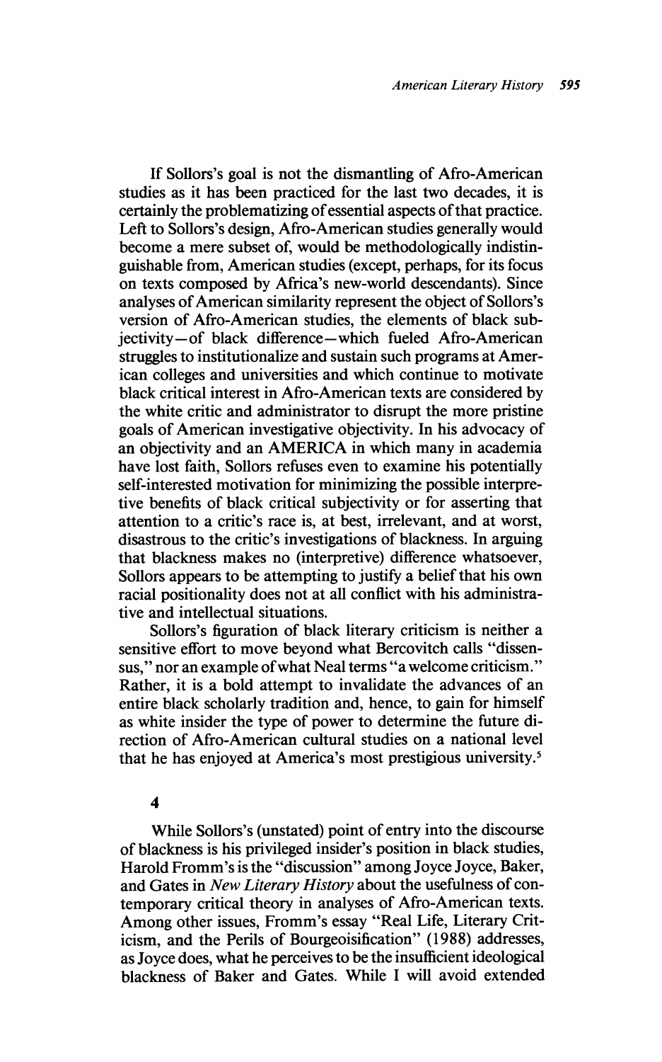If Sollors's goal is not the dismantling of Afro-American studies as it has been practiced for the last two decades, it is certainly the problematizing of essential aspects of that practice. Left to Sollors's design, Afro-American studies generally would become a mere subset of, would be methodologically indistinguishable from, American studies (except, perhaps, for its focus on texts composed by Africa's new-world descendants). Since analyses of American similarity represent the object of Sollors's version of Afro-American studies, the elements of black subjectivity—of black difference—which fueled Afro-American struggles to institutionalize and sustain such programs at American colleges and universities and which continue to motivate black critical interest in Afro-American texts are considered by the white critic and administrator to disrupt the more pristine goals of American investigative objectivity. In his advocacy of an objectivity and an AMERICA in which many in academia have lost faith, Sollors refuses even to examine his potentially self-interested motivation for minimizing the possible interpretive benefits of black critical subjectivity or for asserting that attention to a critic's race is, at best, irrelevant, and at worst, disastrous to the critic's investigations of blackness. In arguing that blackness makes no (interpretive) difference whatsoever, Sollors appears to be attempting to justify a belief that his own racial positionality does not at all conflict with his administrative and intellectual situations.

Sollors's figuration of black literary criticism is neither a sensitive effort to move beyond what Bercovitch calls "dissensus," nor an example of what Neal terms "a welcome criticism." Rather, it is a bold attempt to invalidate the advances of an entire black scholarly tradition and, hence, to gain for himself as white insider the type of power to determine the future direction of Afro-American cultural studies on a national level that he has enjoyed at America's most prestigious university.[5]

## 4

While Sollors's (unstated) point of entry into the discourse of blackness is his privileged insider's position in black studies, Harold Fromm's is the "discussion" among Joyce Joyce, Baker, and Gates in *New Literary History* about the usefulness of contemporary critical theory in analyses of Afro-American texts. Among other issues, Fromm's essay "Real Life, Literary Criticism, and the Perils of Bourgeoisification" (1988) addresses, as Joyce does, what he perceives to be the insufficient ideological blackness of Baker and Gates. While I will avoid extended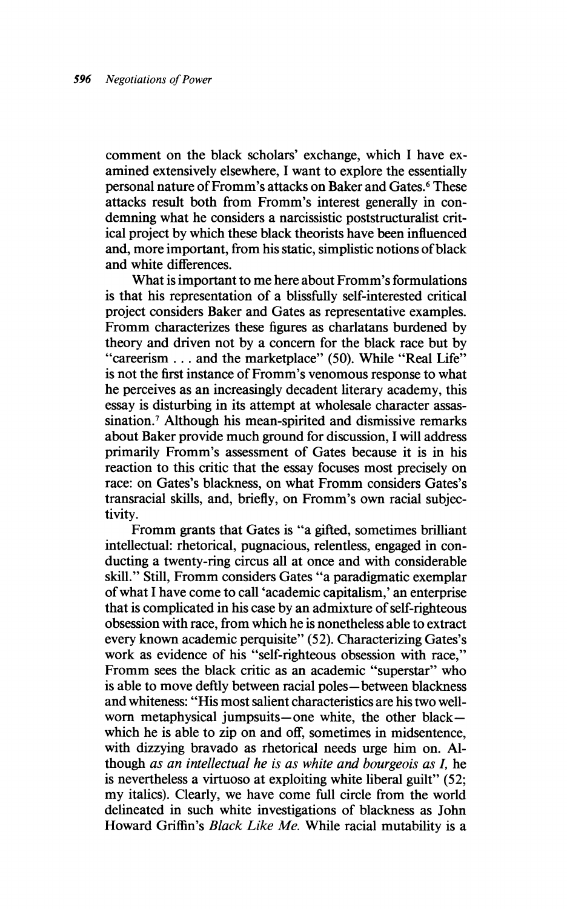comment on the black scholars' exchange, which I have examined extensively elsewhere, I want to explore the essentially personal nature of Fromm's attacks on Baker and Gates.[6] These attacks result both from Fromm's interest generally in condemning what he considers a narcissistic poststructuralist critical project by which these black theorists have been influenced and, more important, from his static, simplistic notions of black and white differences.

What is important to me here about Fromm's formulations is that his representation of a blissfully self-interested critical project considers Baker and Gates as representative examples. Fromm characterizes these figures as charlatans burdened by theory and driven not by a concern for the black race but by "careerism . . . and the marketplace" (50). While "Real Life" is not the first instance of Fromm's venomous response to what he perceives as an increasingly decadent literary academy, this essay is disturbing in its attempt at wholesale character assassination.[7] Although his mean-spirited and dismissive remarks about Baker provide much ground for discussion, I will address primarily Fromm's assessment of Gates because it is in his reaction to this critic that the essay focuses most precisely on race: on Gates's blackness, on what Fromm considers Gates's transracial skills, and, briefly, on Fromm's own racial subjectivity.

Fromm grants that Gates is "a gifted, sometimes brilliant intellectual: rhetorical, pugnacious, relentless, engaged in conducting a twenty-ring circus all at once and with considerable skill." Still, Fromm considers Gates "a paradigmatic exemplar of what I have come to call 'academic capitalism,' an enterprise that is complicated in his case by an admixture of self-righteous obsession with race, from which he is nonetheless able to extract every known academic perquisite" (52). Characterizing Gates's work as evidence of his "self-righteous obsession with race," Fromm sees the black critic as an academic "superstar" who is able to move deftly between racial poles—between blackness and whiteness: "His most salient characteristics are his two well-worn metaphysical jumpsuits—one white, the other black—which he is able to zip on and off, sometimes in midsentence, with dizzying bravado as rhetorical needs urge him on. Although *as an intellectual he is as white and bourgeois as I,* he is nevertheless a virtuoso at exploiting white liberal guilt" (52; my italics). Clearly, we have come full circle from the world delineated in such white investigations of blackness as John Howard Griffin's *Black Like Me.* While racial mutability is a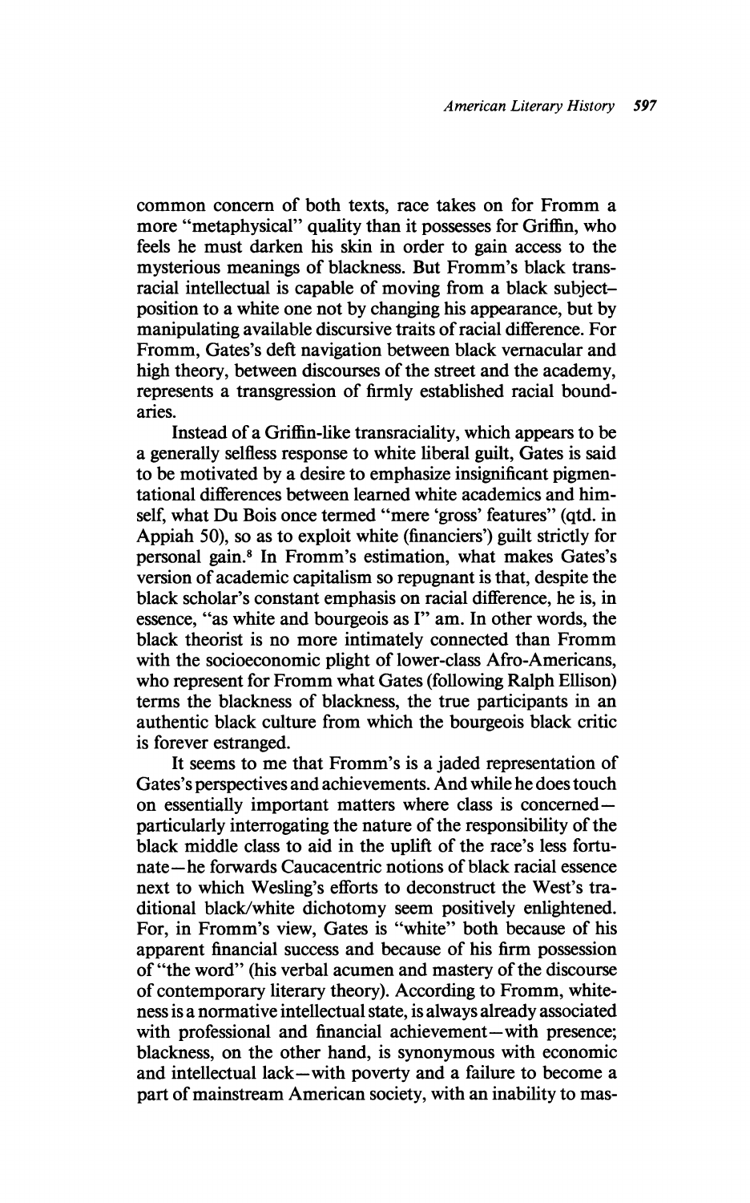common concern of both texts, race takes on for Fromm a more "metaphysical" quality than it possesses for Griffin, who feels he must darken his skin in order to gain access to the mysterious meanings of blackness. But Fromm's black transracial intellectual is capable of moving from a black subject-position to a white one not by changing his appearance, but by manipulating available discursive traits of racial difference. For Fromm, Gates's deft navigation between black vernacular and high theory, between discourses of the street and the academy, represents a transgression of firmly established racial boundaries.

Instead of a Griffin-like transraciality, which appears to be a generally selfless response to white liberal guilt, Gates is said to be motivated by a desire to emphasize insignificant pigmentational differences between learned white academics and himself, what Du Bois once termed "mere 'gross' features" (qtd. in Appiah 50), so as to exploit white (financiers') guilt strictly for personal gain.[8] In Fromm's estimation, what makes Gates's version of academic capitalism so repugnant is that, despite the black scholar's constant emphasis on racial difference, he is, in essence, "as white and bourgeois as I" am. In other words, the black theorist is no more intimately connected than Fromm with the socioeconomic plight of lower-class Afro-Americans, who represent for Fromm what Gates (following Ralph Ellison) terms the blackness of blackness, the true participants in an authentic black culture from which the bourgeois black critic is forever estranged.

It seems to me that Fromm's is a jaded representation of Gates's perspectives and achievements. And while he does touch on essentially important matters where class is concerned—particularly interrogating the nature of the responsibility of the black middle class to aid in the uplift of the race's less fortunate—he forwards Caucacentric notions of black racial essence next to which Wesling's efforts to deconstruct the West's traditional black/white dichotomy seem positively enlightened. For, in Fromm's view, Gates is "white" both because of his apparent financial success and because of his firm possession of "the word" (his verbal acumen and mastery of the discourse of contemporary literary theory). According to Fromm, whiteness is a normative intellectual state, is always already associated with professional and financial achievement—with presence; blackness, on the other hand, is synonymous with economic and intellectual lack—with poverty and a failure to become a part of mainstream American society, with an inability to mas-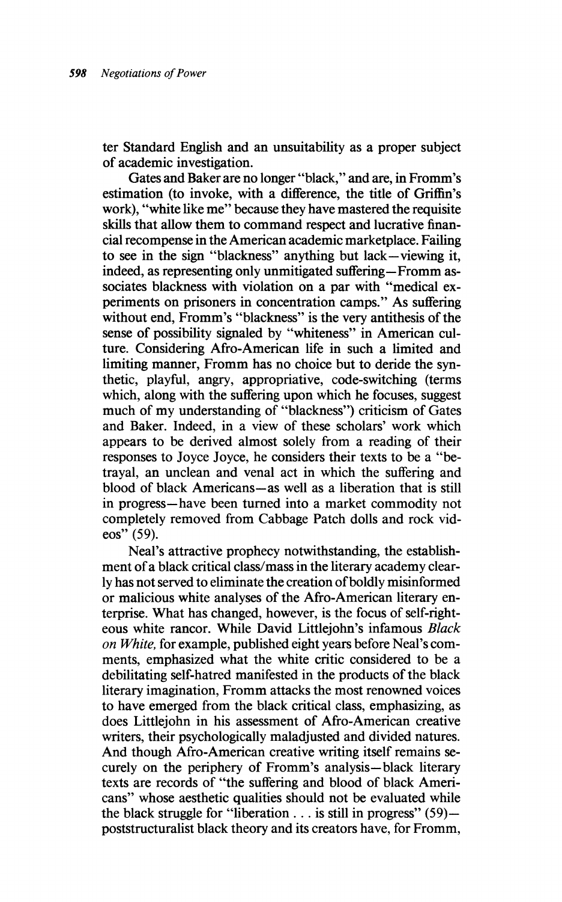ter Standard English and an unsuitability as a proper subject of academic investigation.

Gates and Baker are no longer "black," and are, in Fromm's estimation (to invoke, with a difference, the title of Griffin's work), "white like me" because they have mastered the requisite skills that allow them to command respect and lucrative financial recompense in the American academic marketplace. Failing to see in the sign "blackness" anything but lack—viewing it, indeed, as representing only unmitigated suffering—Fromm associates blackness with violation on a par with "medical experiments on prisoners in concentration camps." As suffering without end, Fromm's "blackness" is the very antithesis of the sense of possibility signaled by "whiteness" in American culture. Considering Afro-American life in such a limited and limiting manner, Fromm has no choice but to deride the synthetic, playful, angry, appropriative, code-switching (terms which, along with the suffering upon which he focuses, suggest much of my understanding of "blackness") criticism of Gates and Baker. Indeed, in a view of these scholars' work which appears to be derived almost solely from a reading of their responses to Joyce Joyce, he considers their texts to be a "betrayal, an unclean and venal act in which the suffering and blood of black Americans—as well as a liberation that is still in progress—have been turned into a market commodity not completely removed from Cabbage Patch dolls and rock videos" (59).

Neal's attractive prophecy notwithstanding, the establishment of a black critical class/mass in the literary academy clearly has not served to eliminate the creation of boldly misinformed or malicious white analyses of the Afro-American literary enterprise. What has changed, however, is the focus of self-righteous white rancor. While David Littlejohn's infamous *Black on White*, for example, published eight years before Neal's comments, emphasized what the white critic considered to be a debilitating self-hatred manifested in the products of the black literary imagination, Fromm attacks the most renowned voices to have emerged from the black critical class, emphasizing, as does Littlejohn in his assessment of Afro-American creative writers, their psychologically maladjusted and divided natures. And though Afro-American creative writing itself remains securely on the periphery of Fromm's analysis—black literary texts are records of "the suffering and blood of black Americans" whose aesthetic qualities should not be evaluated while the black struggle for "liberation . . . is still in progress" (59)—poststructuralist black theory and its creators have, for Fromm,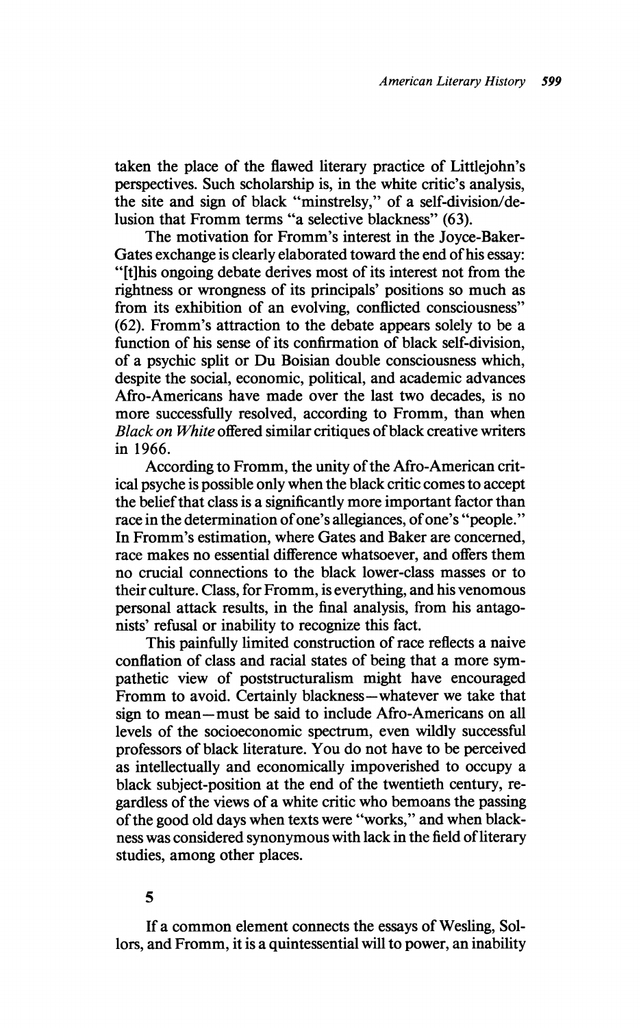taken the place of the flawed literary practice of Littlejohn's perspectives. Such scholarship is, in the white critic's analysis, the site and sign of black "minstrelsy," of a self-division/delusion that Fromm terms "a selective blackness" (63).

The motivation for Fromm's interest in the Joyce-Baker-Gates exchange is clearly elaborated toward the end of his essay: "[t]his ongoing debate derives most of its interest not from the rightness or wrongness of its principals' positions so much as from its exhibition of an evolving, conflicted consciousness" (62). Fromm's attraction to the debate appears solely to be a function of his sense of its confirmation of black self-division, of a psychic split or Du Boisian double consciousness which, despite the social, economic, political, and academic advances Afro-Americans have made over the last two decades, is no more successfully resolved, according to Fromm, than when *Black on White* offered similar critiques of black creative writers in 1966.

According to Fromm, the unity of the Afro-American critical psyche is possible only when the black critic comes to accept the belief that class is a significantly more important factor than race in the determination of one's allegiances, of one's "people." In Fromm's estimation, where Gates and Baker are concerned, race makes no essential difference whatsoever, and offers them no crucial connections to the black lower-class masses or to their culture. Class, for Fromm, is everything, and his venomous personal attack results, in the final analysis, from his antagonists' refusal or inability to recognize this fact.

This painfully limited construction of race reflects a naive conflation of class and racial states of being that a more sympathetic view of poststructuralism might have encouraged Fromm to avoid. Certainly blackness—whatever we take that sign to mean—must be said to include Afro-Americans on all levels of the socioeconomic spectrum, even wildly successful professors of black literature. You do not have to be perceived as intellectually and economically impoverished to occupy a black subject-position at the end of the twentieth century, regardless of the views of a white critic who bemoans the passing of the good old days when texts were "works," and when blackness was considered synonymous with lack in the field of literary studies, among other places.

## 5

If a common element connects the essays of Wesling, Sollors, and Fromm, it is a quintessential will to power, an inability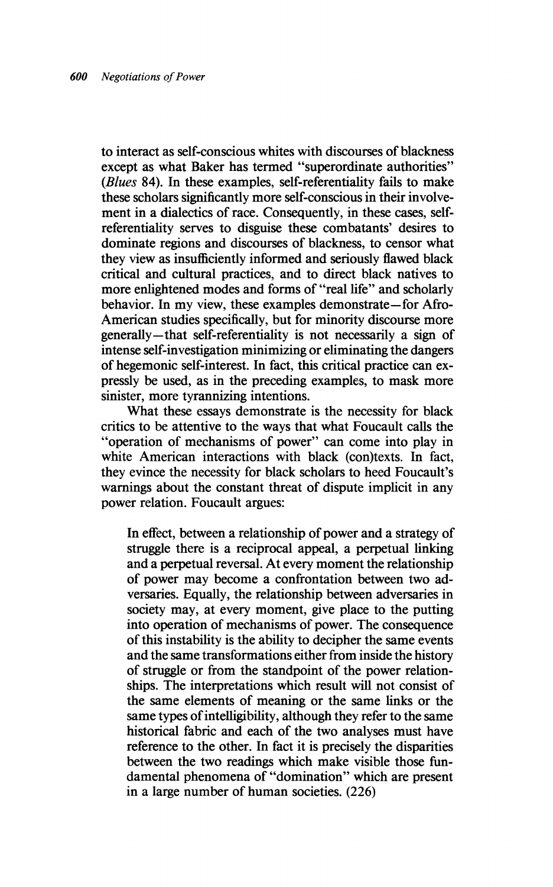to interact as self-conscious whites with discourses of blackness except as what Baker has termed "superordinate authorities" (*Blues* 84). In these examples, self-referentiality fails to make these scholars significantly more self-conscious in their involvement in a dialectics of race. Consequently, in these cases, self-referentiality serves to disguise these combatants' desires to dominate regions and discourses of blackness, to censor what they view as insufficiently informed and seriously flawed black critical and cultural practices, and to direct black natives to more enlightened modes and forms of "real life" and scholarly behavior. In my view, these examples demonstrate—for Afro-American studies specifically, but for minority discourse more generally—that self-referentiality is not necessarily a sign of intense self-investigation minimizing or eliminating the dangers of hegemonic self-interest. In fact, this critical practice can expressly be used, as in the preceding examples, to mask more sinister, more tyrannizing intentions.

What these essays demonstrate is the necessity for black critics to be attentive to the ways that what Foucault calls the "operation of mechanisms of power" can come into play in white American interactions with black (con)texts. In fact, they evince the necessity for black scholars to heed Foucault's warnings about the constant threat of dispute implicit in any power relation. Foucault argues:

> In effect, between a relationship of power and a strategy of struggle there is a reciprocal appeal, a perpetual linking and a perpetual reversal. At every moment the relationship of power may become a confrontation between two adversaries. Equally, the relationship between adversaries in society may, at every moment, give place to the putting into operation of mechanisms of power. The consequence of this instability is the ability to decipher the same events and the same transformations either from inside the history of struggle or from the standpoint of the power relationships. The interpretations which result will not consist of the same elements of meaning or the same links or the same types of intelligibility, although they refer to the same historical fabric and each of the two analyses must have reference to the other. In fact it is precisely the disparities between the two readings which make visible those fundamental phenomena of "domination" which are present in a large number of human societies. (226)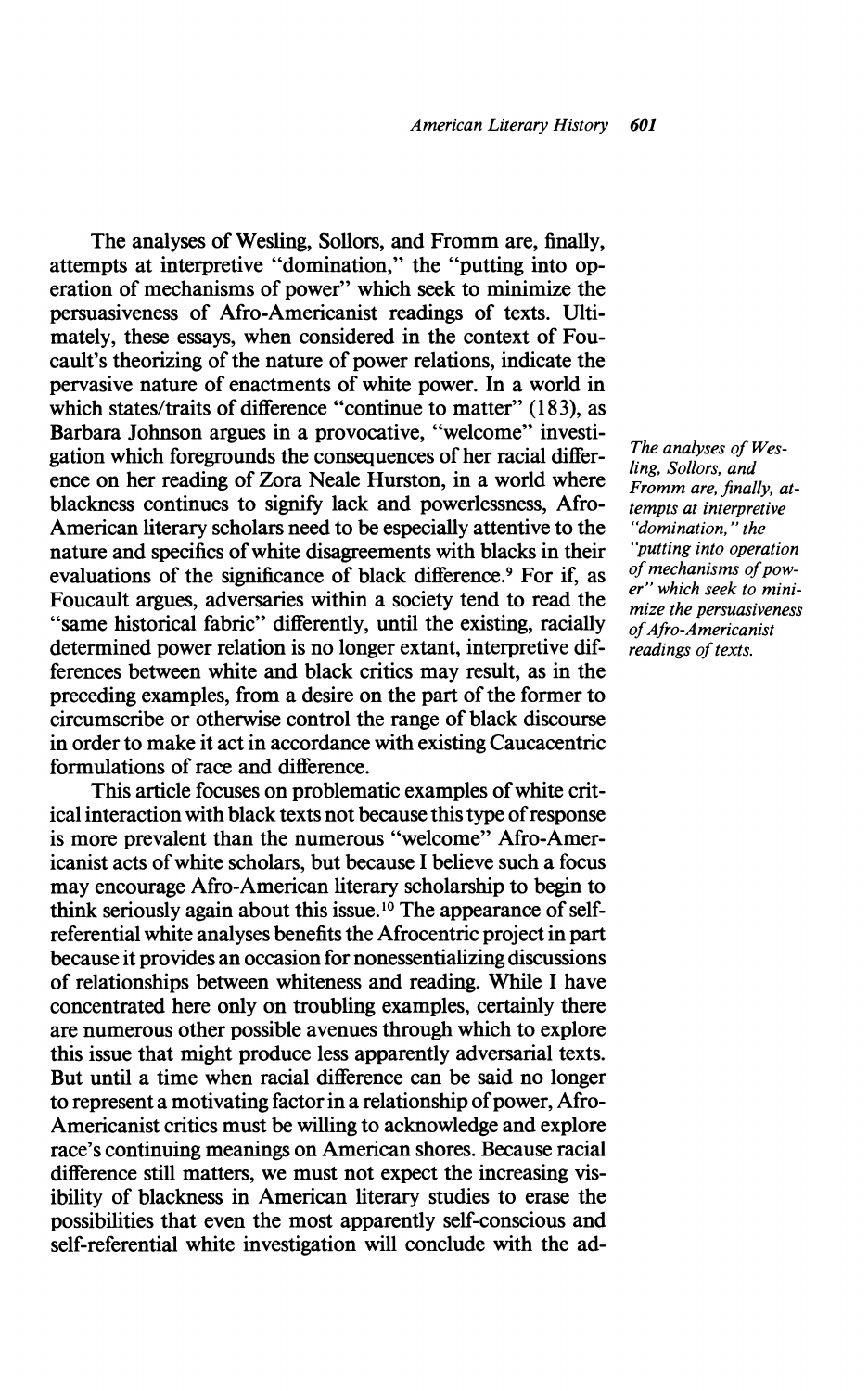The analyses of Wesling, Sollors, and Fromm are, finally, attempts at interpretive "domination," the "putting into operation of mechanisms of power" which seek to minimize the persuasiveness of Afro-Americanist readings of texts. Ultimately, these essays, when considered in the context of Foucault's theorizing of the nature of power relations, indicate the pervasive nature of enactments of white power. In a world in which states/traits of difference "continue to matter" (183), as Barbara Johnson argues in a provocative, "welcome" investigation which foregrounds the consequences of her racial difference on her reading of Zora Neale Hurston, in a world where blackness continues to signify lack and powerlessness, Afro-American literary scholars need to be especially attentive to the nature and specifics of white disagreements with blacks in their evaluations of the significance of black difference.[9] For if, as Foucault argues, adversaries within a society tend to read the "same historical fabric" differently, until the existing, racially determined power relation is no longer extant, interpretive differences between white and black critics may result, as in the preceding examples, from a desire on the part of the former to circumscribe or otherwise control the range of black discourse in order to make it act in accordance with existing Caucacentric formulations of race and difference.

*The analyses of Wesling, Sollors, and Fromm are, finally, attempts at interpretive "domination," the "putting into operation of mechanisms of power" which seek to minimize the persuasiveness of Afro-Americanist readings of texts.*

This article focuses on problematic examples of white critical interaction with black texts not because this type of response is more prevalent than the numerous "welcome" Afro-Americanist acts of white scholars, but because I believe such a focus may encourage Afro-American literary scholarship to begin to think seriously again about this issue.[10] The appearance of self-referential white analyses benefits the Afrocentric project in part because it provides an occasion for nonessentializing discussions of relationships between whiteness and reading. While I have concentrated here only on troubling examples, certainly there are numerous other possible avenues through which to explore this issue that might produce less apparently adversarial texts. But until a time when racial difference can be said no longer to represent a motivating factor in a relationship of power, Afro-Americanist critics must be willing to acknowledge and explore race's continuing meanings on American shores. Because racial difference still matters, we must not expect the increasing visibility of blackness in American literary studies to erase the possibilities that even the most apparently self-conscious and self-referential white investigation will conclude with the ad-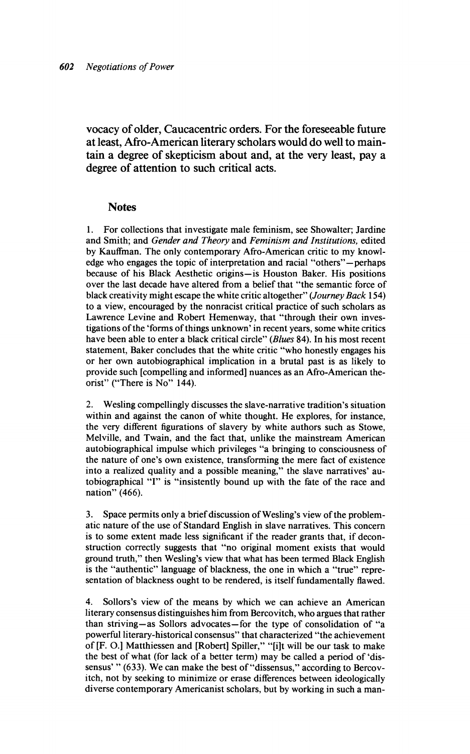vocacy of older, Caucacentric orders. For the foreseeable future at least, Afro-American literary scholars would do well to maintain a degree of skepticism about and, at the very least, pay a degree of attention to such critical acts.

## Notes

1. For collections that investigate male feminism, see Showalter; Jardine and Smith; and *Gender and Theory* and *Feminism and Institutions*, edited by Kauffman. The only contemporary Afro-American critic to my knowledge who engages the topic of interpretation and racial "others"—perhaps because of his Black Aesthetic origins—is Houston Baker. His positions over the last decade have altered from a belief that "the semantic force of black creativity might escape the white critic altogether" (*Journey Back* 154) to a view, encouraged by the nonracist critical practice of such scholars as Lawrence Levine and Robert Hemenway, that "through their own investigations of the 'forms of things unknown' in recent years, some white critics have been able to enter a black critical circle" (*Blues* 84). In his most recent statement, Baker concludes that the white critic "who honestly engages his or her own autobiographical implication in a brutal past is as likely to provide such [compelling and informed] nuances as an Afro-American theorist" ("There is No" 144).

2. Wesling compellingly discusses the slave-narrative tradition's situation within and against the canon of white thought. He explores, for instance, the very different figurations of slavery by white authors such as Stowe, Melville, and Twain, and the fact that, unlike the mainstream American autobiographical impulse which privileges "a bringing to consciousness of the nature of one's own existence, transforming the mere fact of existence into a realized quality and a possible meaning," the slave narratives' autobiographical "I" is "insistently bound up with the fate of the race and nation" (466).

3. Space permits only a brief discussion of Wesling's view of the problematic nature of the use of Standard English in slave narratives. This concern is to some extent made less significant if the reader grants that, if deconstruction correctly suggests that "no original moment exists that would ground truth," then Wesling's view that what has been termed Black English is the "authentic" language of blackness, the one in which a "true" representation of blackness ought to be rendered, is itself fundamentally flawed.

4. Sollors's view of the means by which we can achieve an American literary consensus distinguishes him from Bercovitch, who argues that rather than striving—as Sollors advocates—for the type of consolidation of "a powerful literary-historical consensus" that characterized "the achievement of [F. O.] Matthiessen and [Robert] Spiller," "[i]t will be our task to make the best of what (for lack of a better term) may be called a period of 'dissensus' " (633). We can make the best of "dissensus," according to Bercovitch, not by seeking to minimize or erase differences between ideologically diverse contemporary Americanist scholars, but by working in such a man-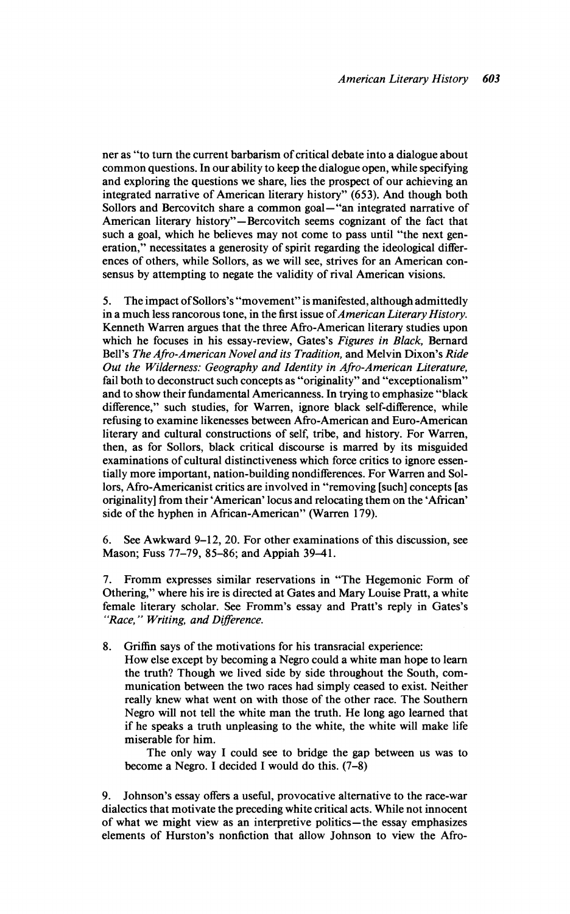ner as "to turn the current barbarism of critical debate into a dialogue about common questions. In our ability to keep the dialogue open, while specifying and exploring the questions we share, lies the prospect of our achieving an integrated narrative of American literary history" (653). And though both Sollors and Bercovitch share a common goal—"an integrated narrative of American literary history"—Bercovitch seems cognizant of the fact that such a goal, which he believes may not come to pass until "the next generation," necessitates a generosity of spirit regarding the ideological differences of others, while Sollors, as we will see, strives for an American consensus by attempting to negate the validity of rival American visions.

5. The impact of Sollors's "movement" is manifested, although admittedly in a much less rancorous tone, in the first issue of *American Literary History*. Kenneth Warren argues that the three Afro-American literary studies upon which he focuses in his essay-review, Gates's *Figures in Black*, Bernard Bell's *The Afro-American Novel and its Tradition*, and Melvin Dixon's *Ride Out the Wilderness: Geography and Identity in Afro-American Literature*, fail both to deconstruct such concepts as "originality" and "exceptionalism" and to show their fundamental Americanness. In trying to emphasize "black difference," such studies, for Warren, ignore black self-difference, while refusing to examine likenesses between Afro-American and Euro-American literary and cultural constructions of self, tribe, and history. For Warren, then, as for Sollors, black critical discourse is marred by its misguided examinations of cultural distinctiveness which force critics to ignore essentially more important, nation-building nondifferences. For Warren and Sollors, Afro-Americanist critics are involved in "removing [such] concepts [as originality] from their 'American' locus and relocating them on the 'African' side of the hyphen in African-American" (Warren 179).

6. See Awkward 9–12, 20. For other examinations of this discussion, see Mason; Fuss 77–79, 85–86; and Appiah 39–41.

7. Fromm expresses similar reservations in "The Hegemonic Form of Othering," where his ire is directed at Gates and Mary Louise Pratt, a white female literary scholar. See Fromm's essay and Pratt's reply in Gates's *"Race," Writing, and Difference*.

8. Griffin says of the motivations for his transracial experience:

> How else except by becoming a Negro could a white man hope to learn the truth? Though we lived side by side throughout the South, communication between the two races had simply ceased to exist. Neither really knew what went on with those of the other race. The Southern Negro will not tell the white man the truth. He long ago learned that if he speaks a truth unpleasing to the white, the white will make life miserable for him.
>
> The only way I could see to bridge the gap between us was to become a Negro. I decided I would do this. (7–8)

9. Johnson's essay offers a useful, provocative alternative to the race-war dialectics that motivate the preceding white critical acts. While not innocent of what we might view as an interpretive politics—the essay emphasizes elements of Hurston's nonfiction that allow Johnson to view the Afro-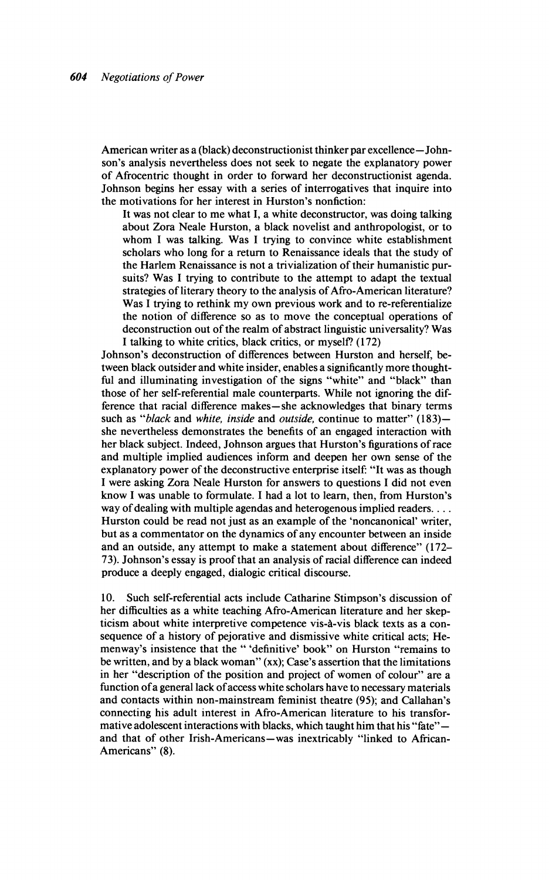American writer as a (black) deconstructionist thinker par excellence—Johnson's analysis nevertheless does not seek to negate the explanatory power of Afrocentric thought in order to forward her deconstructionist agenda. Johnson begins her essay with a series of interrogatives that inquire into the motivations for her interest in Hurston's nonfiction:

> It was not clear to me what I, a white deconstructor, was doing talking about Zora Neale Hurston, a black novelist and anthropologist, or to whom I was talking. Was I trying to convince white establishment scholars who long for a return to Renaissance ideals that the study of the Harlem Renaissance is not a trivialization of their humanistic pursuits? Was I trying to contribute to the attempt to adapt the textual strategies of literary theory to the analysis of Afro-American literature? Was I trying to rethink my own previous work and to re-referentialize the notion of difference so as to move the conceptual operations of deconstruction out of the realm of abstract linguistic universality? Was I talking to white critics, black critics, or myself? (172)

Johnson's deconstruction of differences between Hurston and herself, between black outsider and white insider, enables a significantly more thoughtful and illuminating investigation of the signs "white" and "black" than those of her self-referential male counterparts. While not ignoring the difference that racial difference makes—she acknowledges that binary terms such as "*black* and *white, inside* and *outside,* continue to matter" (183)—she nevertheless demonstrates the benefits of an engaged interaction with her black subject. Indeed, Johnson argues that Hurston's figurations of race and multiple implied audiences inform and deepen her own sense of the explanatory power of the deconstructive enterprise itself: "It was as though I were asking Zora Neale Hurston for answers to questions I did not even know I was unable to formulate. I had a lot to learn, then, from Hurston's way of dealing with multiple agendas and heterogenous implied readers. . . . Hurston could be read not just as an example of the 'noncanonical' writer, but as a commentator on the dynamics of any encounter between an inside and an outside, any attempt to make a statement about difference" (172–73). Johnson's essay is proof that an analysis of racial difference can indeed produce a deeply engaged, dialogic critical discourse.

10. Such self-referential acts include Catharine Stimpson's discussion of her difficulties as a white teaching Afro-American literature and her skepticism about white interpretive competence vis-à-vis black texts as a consequence of a history of pejorative and dismissive white critical acts; Hemenway's insistence that the " 'definitive' book" on Hurston "remains to be written, and by a black woman" (xx); Case's assertion that the limitations in her "description of the position and project of women of colour" are a function of a general lack of access white scholars have to necessary materials and contacts within non-mainstream feminist theatre (95); and Callahan's connecting his adult interest in Afro-American literature to his transformative adolescent interactions with blacks, which taught him that his "fate"—and that of other Irish-Americans—was inextricably "linked to African-Americans" (8).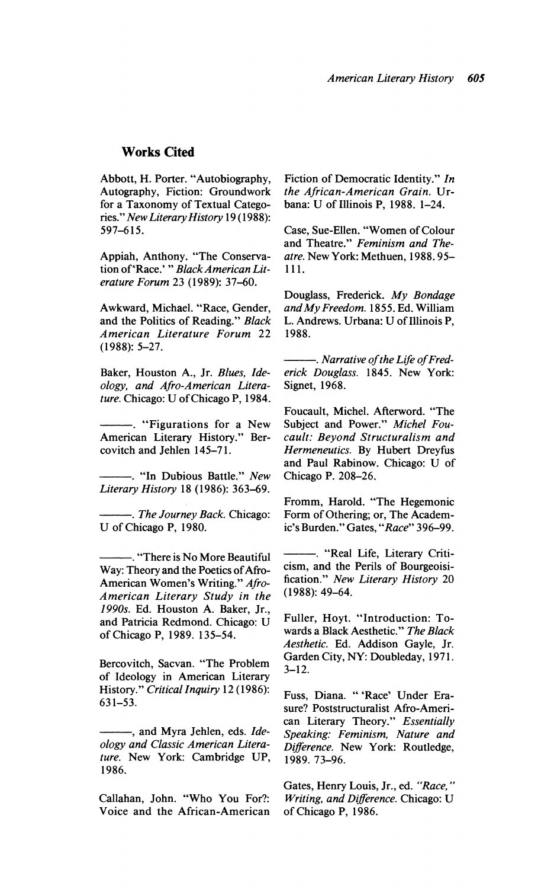## Works Cited

Abbott, H. Porter. "Autobiography, Autography, Fiction: Groundwork for a Taxonomy of Textual Categories." *New Literary History* 19 (1988): 597–615.

Appiah, Anthony. "The Conservation of 'Race.'" *Black American Literature Forum* 23 (1989): 37–60.

Awkward, Michael. "Race, Gender, and the Politics of Reading." *Black American Literature Forum* 22 (1988): 5–27.

Baker, Houston A., Jr. *Blues, Ideology, and Afro-American Literature.* Chicago: U of Chicago P, 1984.

———. "Figurations for a New American Literary History." Bercovitch and Jehlen 145–71.

———. "In Dubious Battle." *New Literary History* 18 (1986): 363–69.

———. *The Journey Back.* Chicago: U of Chicago P, 1980.

———. "There is No More Beautiful Way: Theory and the Poetics of Afro-American Women's Writing." *Afro-American Literary Study in the 1990s.* Ed. Houston A. Baker, Jr., and Patricia Redmond. Chicago: U of Chicago P, 1989. 135–54.

Bercovitch, Sacvan. "The Problem of Ideology in American Literary History." *Critical Inquiry* 12 (1986): 631–53.

———, and Myra Jehlen, eds. *Ideology and Classic American Literature.* New York: Cambridge UP, 1986.

Callahan, John. "Who You For?: Voice and the African-American Fiction of Democratic Identity." *In the African-American Grain.* Urbana: U of Illinois P, 1988. 1–24.

Case, Sue-Ellen. "Women of Colour and Theatre." *Feminism and Theatre.* New York: Methuen, 1988. 95–111.

Douglass, Frederick. *My Bondage and My Freedom.* 1855. Ed. William L. Andrews. Urbana: U of Illinois P, 1988.

———. *Narrative of the Life of Frederick Douglass.* 1845. New York: Signet, 1968.

Foucault, Michel. Afterword. "The Subject and Power." *Michel Foucault: Beyond Structuralism and Hermeneutics.* By Hubert Dreyfus and Paul Rabinow. Chicago: U of Chicago P. 208–26.

Fromm, Harold. "The Hegemonic Form of Othering; or, The Academic's Burden." Gates, *"Race"* 396–99.

———. "Real Life, Literary Criticism, and the Perils of Bourgeoisification." *New Literary History* 20 (1988): 49–64.

Fuller, Hoyt. "Introduction: Towards a Black Aesthetic." *The Black Aesthetic.* Ed. Addison Gayle, Jr. Garden City, NY: Doubleday, 1971. 3–12.

Fuss, Diana. "'Race' Under Erasure? Poststructuralist Afro-American Literary Theory." *Essentially Speaking: Feminism, Nature and Difference.* New York: Routledge, 1989. 73–96.

Gates, Henry Louis, Jr., ed. *"Race," Writing, and Difference.* Chicago: U of Chicago P, 1986.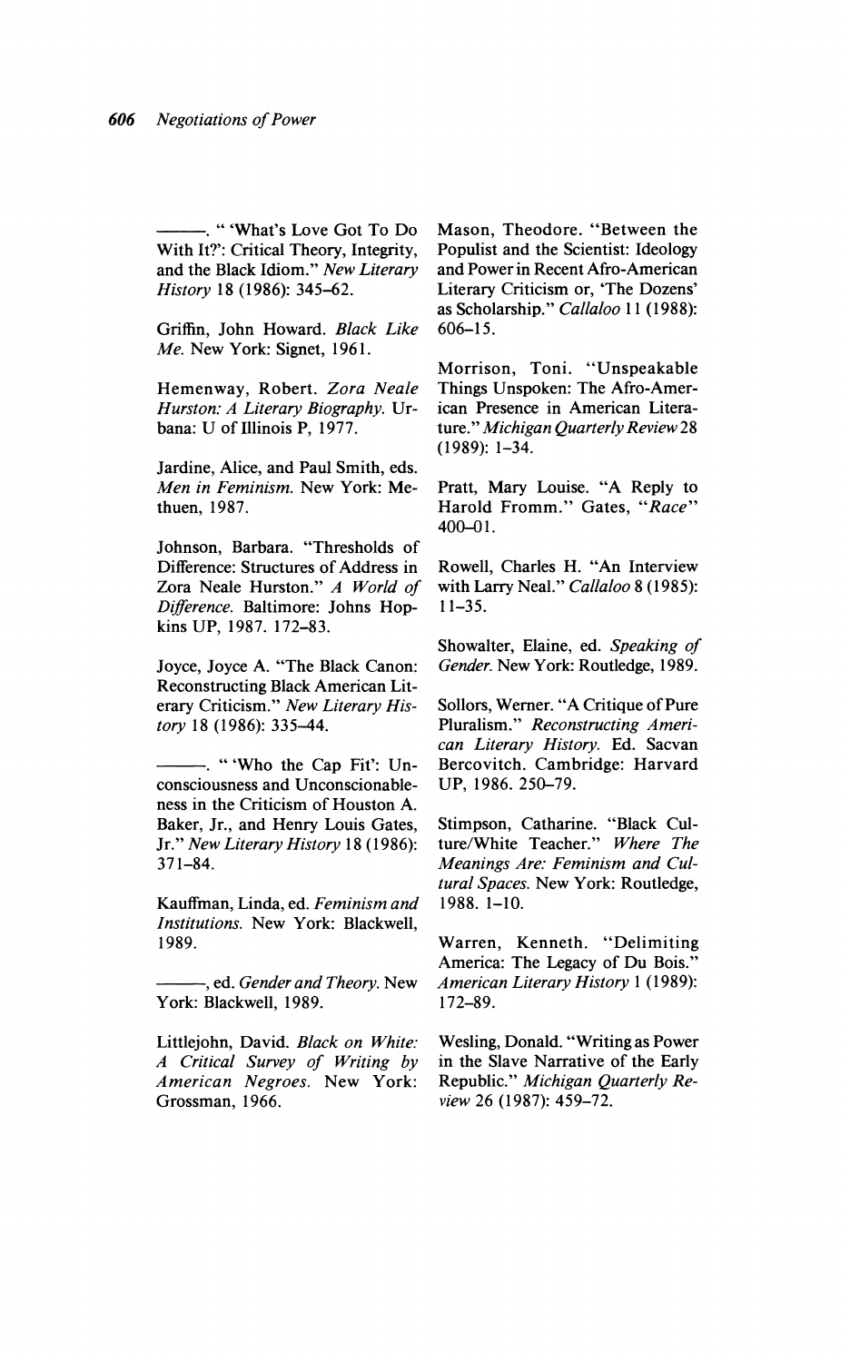———. " 'What's Love Got To Do With It?': Critical Theory, Integrity, and the Black Idiom." *New Literary History* 18 (1986): 345–62.

Griffin, John Howard. *Black Like Me.* New York: Signet, 1961.

Hemenway, Robert. *Zora Neale Hurston: A Literary Biography.* Urbana: U of Illinois P, 1977.

Jardine, Alice, and Paul Smith, eds. *Men in Feminism.* New York: Methuen, 1987.

Johnson, Barbara. "Thresholds of Difference: Structures of Address in Zora Neale Hurston." *A World of Difference.* Baltimore: Johns Hopkins UP, 1987. 172–83.

Joyce, Joyce A. "The Black Canon: Reconstructing Black American Literary Criticism." *New Literary History* 18 (1986): 335–44.

———. " 'Who the Cap Fit': Unconsciousness and Unconscionableness in the Criticism of Houston A. Baker, Jr., and Henry Louis Gates, Jr." *New Literary History* 18 (1986): 371–84.

Kauffman, Linda, ed. *Feminism and Institutions.* New York: Blackwell, 1989.

———, ed. *Gender and Theory.* New York: Blackwell, 1989.

Littlejohn, David. *Black on White: A Critical Survey of Writing by American Negroes.* New York: Grossman, 1966.

Mason, Theodore. "Between the Populist and the Scientist: Ideology and Power in Recent Afro-American Literary Criticism or, 'The Dozens' as Scholarship." *Callaloo* 11 (1988): 606–15.

Morrison, Toni. "Unspeakable Things Unspoken: The Afro-American Presence in American Literature." *Michigan Quarterly Review* 28 (1989): 1–34.

Pratt, Mary Louise. "A Reply to Harold Fromm." Gates, *"Race"* 400–01.

Rowell, Charles H. "An Interview with Larry Neal." *Callaloo* 8 (1985): 11–35.

Showalter, Elaine, ed. *Speaking of Gender.* New York: Routledge, 1989.

Sollors, Werner. "A Critique of Pure Pluralism." *Reconstructing American Literary History.* Ed. Sacvan Bercovitch. Cambridge: Harvard UP, 1986. 250–79.

Stimpson, Catharine. "Black Culture/White Teacher." *Where The Meanings Are: Feminism and Cultural Spaces.* New York: Routledge, 1988. 1–10.

Warren, Kenneth. "Delimiting America: The Legacy of Du Bois." *American Literary History* 1 (1989): 172–89.

Wesling, Donald. "Writing as Power in the Slave Narrative of the Early Republic." *Michigan Quarterly Review* 26 (1987): 459–72.